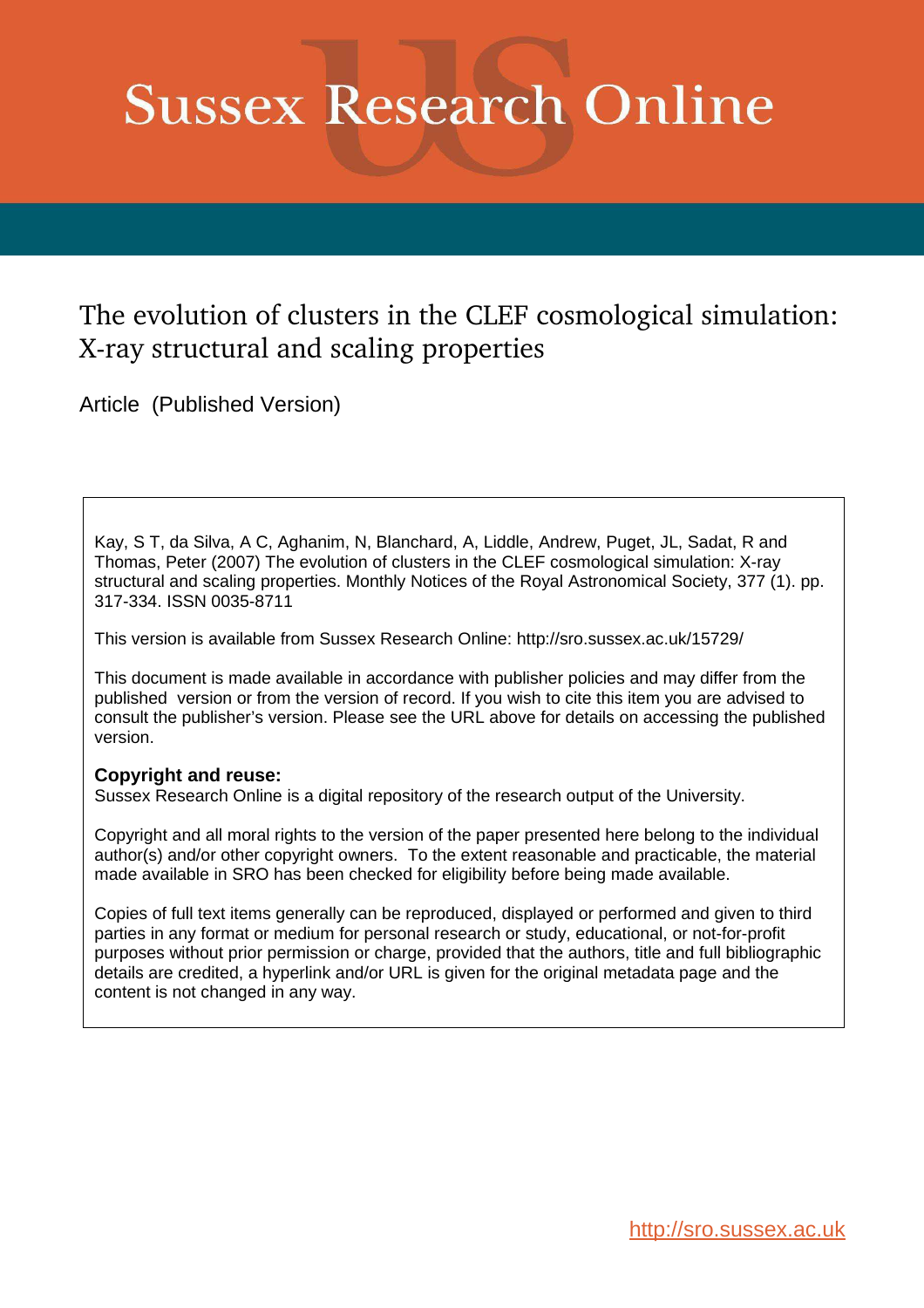# Sussex Research Online

## The evolution of clusters in the CLEF cosmological simulation: X-ray structural and scaling properties

Article (Published Version)

Kay, S T, da Silva, A C, Aghanim, N, Blanchard, A, Liddle, Andrew, Puget, JL, Sadat, R and Thomas, Peter (2007) The evolution of clusters in the CLEF cosmological simulation: X-ray structural and scaling properties. Monthly Notices of the Royal Astronomical Society, 377 (1). pp. 317-334. ISSN 0035-8711

This version is available from Sussex Research Online: http://sro.sussex.ac.uk/15729/

This document is made available in accordance with publisher policies and may differ from the published version or from the version of record. If you wish to cite this item you are advised to consult the publisher's version. Please see the URL above for details on accessing the published version.

**Copyright and reuse:**
Sussex Research Online is a digital repository of the research output of the University.

Copyright and all moral rights to the version of the paper presented here belong to the individual author(s) and/or other copyright owners. To the extent reasonable and practicable, the material made available in SRO has been checked for eligibility before being made available.

Copies of full text items generally can be reproduced, displayed or performed and given to third parties in any format or medium for personal research or study, educational, or not-for-profit purposes without prior permission or charge, provided that the authors, title and full bibliographic details are credited, a hyperlink and/or URL is given for the original metadata page and the content is not changed in any way.

http://sro.sussex.ac.uk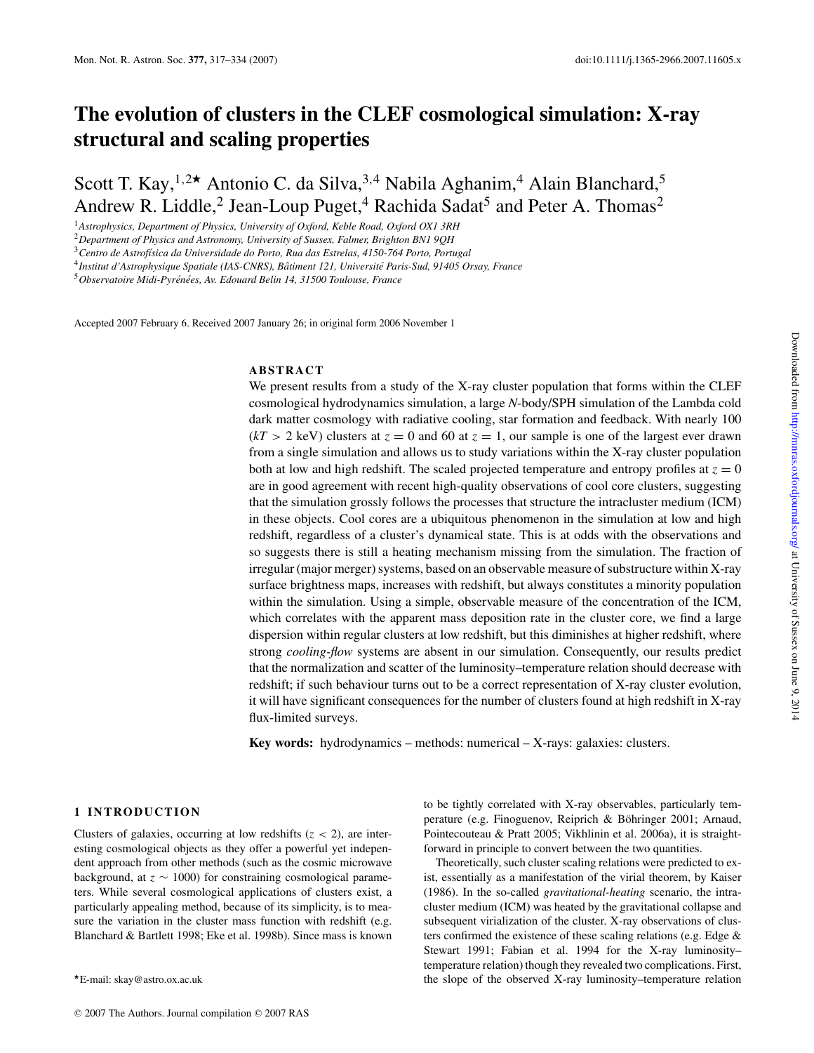# The evolution of clusters in the CLEF cosmological simulation: X-ray structural and scaling properties

Scott T. Kay,[1,2]★ Antonio C. da Silva,[3,4] Nabila Aghanim,[4] Alain Blanchard,[5] Andrew R. Liddle,[2] Jean-Loup Puget,[4] Rachida Sadat[5] and Peter A. Thomas[2]

[1] *Astrophysics, Department of Physics, University of Oxford, Keble Road, Oxford OX1 3RH*
[2] *Department of Physics and Astronomy, University of Sussex, Falmer, Brighton BN1 9QH*
[3] *Centro de Astrofísica da Universidade do Porto, Rua das Estrelas, 4150-764 Porto, Portugal*
[4] *Institut d'Astrophysique Spatiale (IAS-CNRS), Bâtiment 121, Université Paris-Sud, 91405 Orsay, France*
[5] *Observatoire Midi-Pyrénées, Av. Edouard Belin 14, 31500 Toulouse, France*

Accepted 2007 February 6. Received 2007 January 26; in original form 2006 November 1

## ABSTRACT

We present results from a study of the X-ray cluster population that forms within the CLEF cosmological hydrodynamics simulation, a large *N*-body/SPH simulation of the Lambda cold dark matter cosmology with radiative cooling, star formation and feedback. With nearly 100 ($kT > 2$ keV) clusters at $z = 0$ and 60 at $z = 1$, our sample is one of the largest ever drawn from a single simulation and allows us to study variations within the X-ray cluster population both at low and high redshift. The scaled projected temperature and entropy profiles at $z = 0$ are in good agreement with recent high-quality observations of cool core clusters, suggesting that the simulation grossly follows the processes that structure the intracluster medium (ICM) in these objects. Cool cores are a ubiquitous phenomenon in the simulation at low and high redshift, regardless of a cluster's dynamical state. This is at odds with the observations and so suggests there is still a heating mechanism missing from the simulation. The fraction of irregular (major merger) systems, based on an observable measure of substructure within X-ray surface brightness maps, increases with redshift, but always constitutes a minority population within the simulation. Using a simple, observable measure of the concentration of the ICM, which correlates with the apparent mass deposition rate in the cluster core, we find a large dispersion within regular clusters at low redshift, but this diminishes at higher redshift, where strong *cooling-flow* systems are absent in our simulation. Consequently, our results predict that the normalization and scatter of the luminosity–temperature relation should decrease with redshift; if such behaviour turns out to be a correct representation of X-ray cluster evolution, it will have significant consequences for the number of clusters found at high redshift in X-ray flux-limited surveys.

**Key words:** hydrodynamics – methods: numerical – X-rays: galaxies: clusters.

## 1 INTRODUCTION

Clusters of galaxies, occurring at low redshifts ($z < 2$), are interesting cosmological objects as they offer a powerful yet independent approach from other methods (such as the cosmic microwave background, at $z \sim 1000$) for constraining cosmological parameters. While several cosmological applications of clusters exist, a particularly appealing method, because of its simplicity, is to measure the variation in the cluster mass function with redshift (e.g. Blanchard & Bartlett 1998; Eke et al. 1998b). Since mass is known to be tightly correlated with X-ray observables, particularly temperature (e.g. Finoguenov, Reiprich & Böhringer 2001; Arnaud, Pointecouteau & Pratt 2005; Vikhlinin et al. 2006a), it is straightforward in principle to convert between the two quantities.

Theoretically, such cluster scaling relations were predicted to exist, essentially as a manifestation of the virial theorem, by Kaiser (1986). In the so-called *gravitational-heating* scenario, the intracluster medium (ICM) was heated by the gravitational collapse and subsequent virialization of the cluster. X-ray observations of clusters confirmed the existence of these scaling relations (e.g. Edge & Stewart 1991; Fabian et al. 1994 for the X-ray luminosity–temperature relation) though they revealed two complications. First, the slope of the observed X-ray luminosity–temperature relation

★E-mail: skay@astro.ox.ac.uk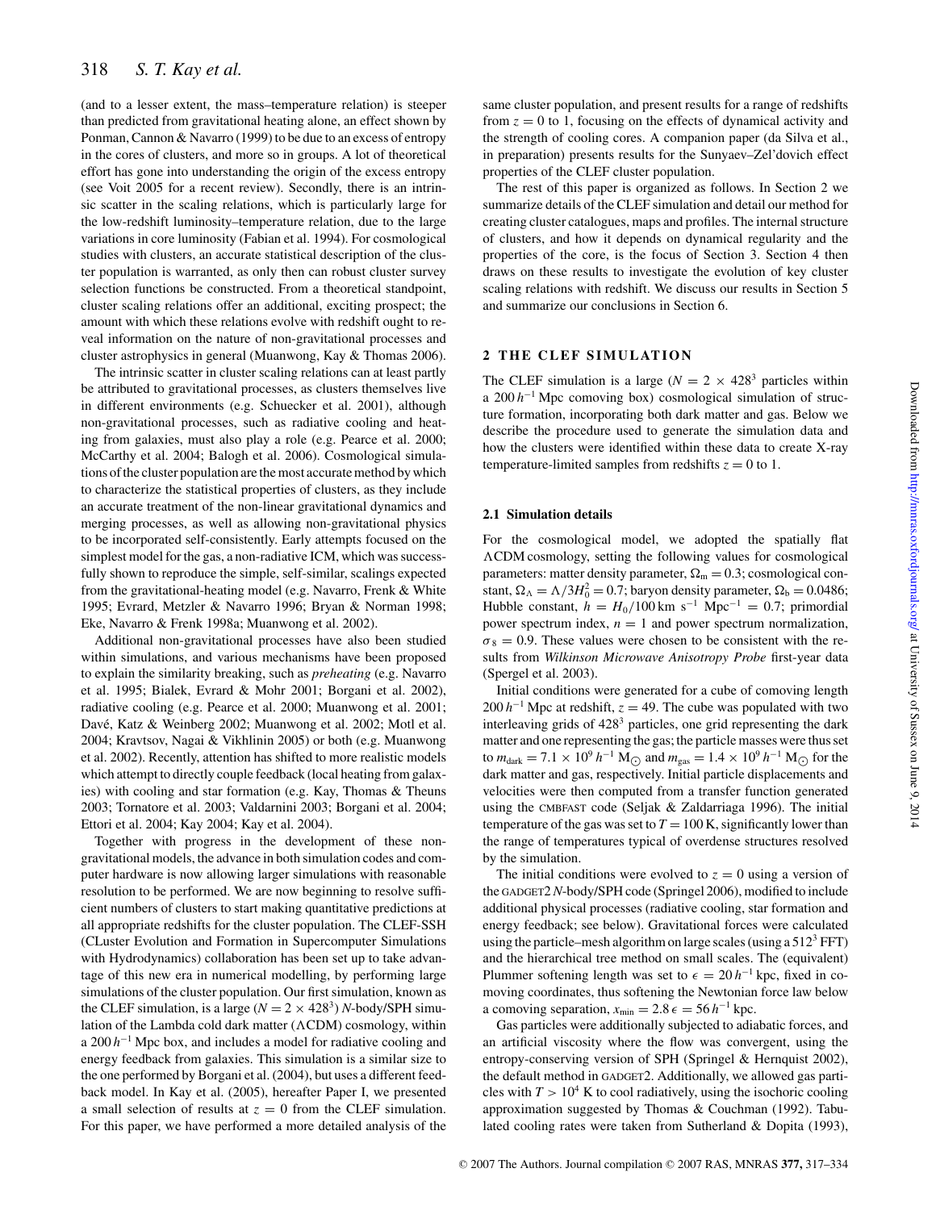(and to a lesser extent, the mass–temperature relation) is steeper than predicted from gravitational heating alone, an effect shown by Ponman, Cannon & Navarro (1999) to be due to an excess of entropy in the cores of clusters, and more so in groups. A lot of theoretical effort has gone into understanding the origin of the excess entropy (see Voit 2005 for a recent review). Secondly, there is an intrinsic scatter in the scaling relations, which is particularly large for the low-redshift luminosity–temperature relation, due to the large variations in core luminosity (Fabian et al. 1994). For cosmological studies with clusters, an accurate statistical description of the cluster population is warranted, as only then can robust cluster survey selection functions be constructed. From a theoretical standpoint, cluster scaling relations offer an additional, exciting prospect; the amount with which these relations evolve with redshift ought to reveal information on the nature of non-gravitational processes and cluster astrophysics in general (Muanwong, Kay & Thomas 2006).

The intrinsic scatter in cluster scaling relations can at least partly be attributed to gravitational processes, as clusters themselves live in different environments (e.g. Schuecker et al. 2001), although non-gravitational processes, such as radiative cooling and heating from galaxies, must also play a role (e.g. Pearce et al. 2000; McCarthy et al. 2004; Balogh et al. 2006). Cosmological simulations of the cluster population are the most accurate method by which to characterize the statistical properties of clusters, as they include an accurate treatment of the non-linear gravitational dynamics and merging processes, as well as allowing non-gravitational physics to be incorporated self-consistently. Early attempts focused on the simplest model for the gas, a non-radiative ICM, which was successfully shown to reproduce the simple, self-similar, scalings expected from the gravitational-heating model (e.g. Navarro, Frenk & White 1995; Evrard, Metzler & Navarro 1996; Bryan & Norman 1998; Eke, Navarro & Frenk 1998a; Muanwong et al. 2002).

Additional non-gravitational processes have also been studied within simulations, and various mechanisms have been proposed to explain the similarity breaking, such as *preheating* (e.g. Navarro et al. 1995; Bialek, Evrard & Mohr 2001; Borgani et al. 2002), radiative cooling (e.g. Pearce et al. 2000; Muanwong et al. 2001; Davé, Katz & Weinberg 2002; Muanwong et al. 2002; Motl et al. 2004; Kravtsov, Nagai & Vikhlinin 2005) or both (e.g. Muanwong et al. 2002). Recently, attention has shifted to more realistic models which attempt to directly couple feedback (local heating from galaxies) with cooling and star formation (e.g. Kay, Thomas & Theuns 2003; Tornatore et al. 2003; Valdarnini 2003; Borgani et al. 2004; Ettori et al. 2004; Kay 2004; Kay et al. 2004).

Together with progress in the development of these non-gravitational models, the advance in both simulation codes and computer hardware is now allowing larger simulations with reasonable resolution to be performed. We are now beginning to resolve sufficient numbers of clusters to start making quantitative predictions at all appropriate redshifts for the cluster population. The CLEF-SSH (CLuster Evolution and Formation in Supercomputer Simulations with Hydrodynamics) collaboration has been set up to take advantage of this new era in numerical modelling, by performing large simulations of the cluster population. Our first simulation, known as the CLEF simulation, is a large ($N = 2 \times 428^3$) *N*-body/SPH simulation of the Lambda cold dark matter ($\Lambda$CDM) cosmology, within a $200\,h^{-1}$ Mpc box, and includes a model for radiative cooling and energy feedback from galaxies. This simulation is a similar size to the one performed by Borgani et al. (2004), but uses a different feedback model. In Kay et al. (2005), hereafter Paper I, we presented a small selection of results at $z = 0$ from the CLEF simulation. For this paper, we have performed a more detailed analysis of the same cluster population, and present results for a range of redshifts from $z = 0$ to 1, focusing on the effects of dynamical activity and the strength of cooling cores. A companion paper (da Silva et al., in preparation) presents results for the Sunyaev–Zel'dovich effect properties of the CLEF cluster population.

The rest of this paper is organized as follows. In Section 2 we summarize details of the CLEF simulation and detail our method for creating cluster catalogues, maps and profiles. The internal structure of clusters, and how it depends on dynamical regularity and the properties of the core, is the focus of Section 3. Section 4 then draws on these results to investigate the evolution of key cluster scaling relations with redshift. We discuss our results in Section 5 and summarize our conclusions in Section 6.

## 2 THE CLEF SIMULATION

The CLEF simulation is a large ($N = 2 \times 428^3$ particles within a $200\,h^{-1}$ Mpc comoving box) cosmological simulation of structure formation, incorporating both dark matter and gas. Below we describe the procedure used to generate the simulation data and how the clusters were identified within these data to create X-ray temperature-limited samples from redshifts $z = 0$ to 1.

### 2.1 Simulation details

For the cosmological model, we adopted the spatially flat $\Lambda$CDM cosmology, setting the following values for cosmological parameters: matter density parameter, $\Omega_{\rm m} = 0.3$; cosmological constant, $\Omega_\Lambda = \Lambda/3H_0^2 = 0.7$; baryon density parameter, $\Omega_{\rm b} = 0.0486$; Hubble constant, $h = H_0/100\,{\rm km\,s^{-1}\,Mpc^{-1}} = 0.7$; primordial power spectrum index, $n = 1$ and power spectrum normalization, $\sigma_8 = 0.9$. These values were chosen to be consistent with the results from *Wilkinson Microwave Anisotropy Probe* first-year data (Spergel et al. 2003).

Initial conditions were generated for a cube of comoving length $200\,h^{-1}$ Mpc at redshift, $z = 49$. The cube was populated with two interleaving grids of $428^3$ particles, one grid representing the dark matter and one representing the gas; the particle masses were thus set to $m_{\rm dark} = 7.1 \times 10^9\,h^{-1}\,{\rm M}_\odot$ and $m_{\rm gas} = 1.4 \times 10^9\,h^{-1}\,{\rm M}_\odot$ for the dark matter and gas, respectively. Initial particle displacements and velocities were then computed from a transfer function generated using the CMBFAST code (Seljak & Zaldarriaga 1996). The initial temperature of the gas was set to $T = 100$ K, significantly lower than the range of temperatures typical of overdense structures resolved by the simulation.

The initial conditions were evolved to $z = 0$ using a version of the GADGET2 *N*-body/SPH code (Springel 2006), modified to include additional physical processes (radiative cooling, star formation and energy feedback; see below). Gravitational forces were calculated using the particle–mesh algorithm on large scales (using a $512^3$ FFT) and the hierarchical tree method on small scales. The (equivalent) Plummer softening length was set to $\epsilon = 20\,h^{-1}$ kpc, fixed in comoving coordinates, thus softening the Newtonian force law below a comoving separation, $x_{\rm min} = 2.8\,\epsilon = 56\,h^{-1}$ kpc.

Gas particles were additionally subjected to adiabatic forces, and an artificial viscosity where the flow was convergent, using the entropy-conserving version of SPH (Springel & Hernquist 2002), the default method in GADGET2. Additionally, we allowed gas particles with $T > 10^4$ K to cool radiatively, using the isochoric cooling approximation suggested by Thomas & Couchman (1992). Tabulated cooling rates were taken from Sutherland & Dopita (1993),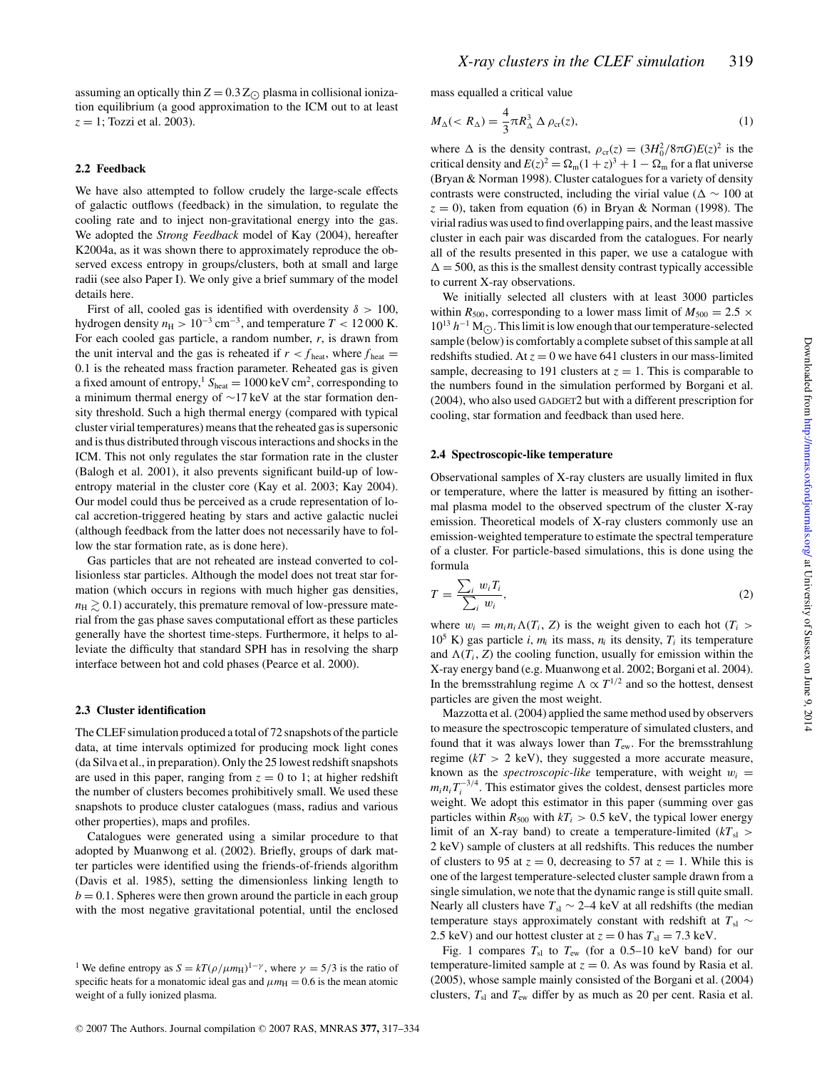assuming an optically thin $Z = 0.3\,Z_{\odot}$ plasma in collisional ionization equilibrium (a good approximation to the ICM out to at least $z = 1$; Tozzi et al. 2003).

### 2.2 Feedback

We have also attempted to follow crudely the large-scale effects of galactic outflows (feedback) in the simulation, to regulate the cooling rate and to inject non-gravitational energy into the gas. We adopted the *Strong Feedback* model of Kay (2004), hereafter K2004a, as it was shown there to approximately reproduce the observed excess entropy in groups/clusters, both at small and large radii (see also Paper I). We only give a brief summary of the model details here.

First of all, cooled gas is identified with overdensity $\delta > 100$, hydrogen density $n_{\rm H} > 10^{-3}\,{\rm cm}^{-3}$, and temperature $T < 12\,000$ K. For each cooled gas particle, a random number, $r$, is drawn from the unit interval and the gas is reheated if $r < f_{\rm heat}$, where $f_{\rm heat} = 0.1$ is the reheated mass fraction parameter. Reheated gas is given a fixed amount of entropy,[1] $S_{\rm heat} = 1000\,{\rm keV\,cm}^2$, corresponding to a minimum thermal energy of $\sim$17 keV at the star formation density threshold. Such a high thermal energy (compared with typical cluster virial temperatures) means that the reheated gas is supersonic and is thus distributed through viscous interactions and shocks in the ICM. This not only regulates the star formation rate in the cluster (Balogh et al. 2001), it also prevents significant build-up of low-entropy material in the cluster core (Kay et al. 2003; Kay 2004). Our model could thus be perceived as a crude representation of local accretion-triggered heating by stars and active galactic nuclei (although feedback from the latter does not necessarily have to follow the star formation rate, as is done here).

Gas particles that are not reheated are instead converted to collisionless star particles. Although the model does not treat star formation (which occurs in regions with much higher gas densities, $n_{\rm H} \gtrsim 0.1$) accurately, this premature removal of low-pressure material from the gas phase saves computational effort as these particles generally have the shortest time-steps. Furthermore, it helps to alleviate the difficulty that standard SPH has in resolving the sharp interface between hot and cold phases (Pearce et al. 2000).

### 2.3 Cluster identification

The CLEF simulation produced a total of 72 snapshots of the particle data, at time intervals optimized for producing mock light cones (da Silva et al., in preparation). Only the 25 lowest redshift snapshots are used in this paper, ranging from $z = 0$ to 1; at higher redshift the number of clusters becomes prohibitively small. We used these snapshots to produce cluster catalogues (mass, radius and various other properties), maps and profiles.

Catalogues were generated using a similar procedure to that adopted by Muanwong et al. (2002). Briefly, groups of dark matter particles were identified using the friends-of-friends algorithm (Davis et al. 1985), setting the dimensionless linking length to $b = 0.1$. Spheres were then grown around the particle in each group with the most negative gravitational potential, until the enclosed mass equalled a critical value

$$M_{\Delta}(< R_{\Delta}) = \frac{4}{3}\pi R_{\Delta}^3\,\Delta\,\rho_{\rm cr}(z), \tag{1}$$

where $\Delta$ is the density contrast, $\rho_{\rm cr}(z) = (3H_0^2/8\pi G)E(z)^2$ is the critical density and $E(z)^2 = \Omega_{\rm m}(1+z)^3 + 1 - \Omega_{\rm m}$ for a flat universe (Bryan & Norman 1998). Cluster catalogues for a variety of density contrasts were constructed, including the virial value ($\Delta \sim 100$ at $z = 0$), taken from equation (6) in Bryan & Norman (1998). The virial radius was used to find overlapping pairs, and the least massive cluster in each pair was discarded from the catalogues. For nearly all of the results presented in this paper, we use a catalogue with $\Delta = 500$, as this is the smallest density contrast typically accessible to current X-ray observations.

We initially selected all clusters with at least 3000 particles within $R_{500}$, corresponding to a lower mass limit of $M_{500} = 2.5 \times 10^{13}\,h^{-1}\,{\rm M}_{\odot}$. This limit is low enough that our temperature-selected sample (below) is comfortably a complete subset of this sample at all redshifts studied. At $z = 0$ we have 641 clusters in our mass-limited sample, decreasing to 191 clusters at $z = 1$. This is comparable to the numbers found in the simulation performed by Borgani et al. (2004), who also used GADGET2 but with a different prescription for cooling, star formation and feedback than used here.

### 2.4 Spectroscopic-like temperature

Observational samples of X-ray clusters are usually limited in flux or temperature, where the latter is measured by fitting an isothermal plasma model to the observed spectrum of the cluster X-ray emission. Theoretical models of X-ray clusters commonly use an emission-weighted temperature to estimate the spectral temperature of a cluster. For particle-based simulations, this is done using the formula

$$T = \frac{\sum_i w_i T_i}{\sum_i w_i}, \tag{2}$$

where $w_i = m_i n_i \Lambda(T_i, Z)$ is the weight given to each hot ($T_i > 10^5$ K) gas particle $i$, $m_i$ its mass, $n_i$ its density, $T_i$ its temperature and $\Lambda(T_i, Z)$ the cooling function, usually for emission within the X-ray energy band (e.g. Muanwong et al. 2002; Borgani et al. 2004). In the bremsstrahlung regime $\Lambda \propto T^{1/2}$ and so the hottest, densest particles are given the most weight.

Mazzotta et al. (2004) applied the same method used by observers to measure the spectroscopic temperature of simulated clusters, and found that it was always lower than $T_{\rm ew}$. For the bremsstrahlung regime ($kT > 2$ keV), they suggested a more accurate measure, known as the *spectroscopic-like* temperature, with weight $w_i = m_i n_i T_i^{-3/4}$. This estimator gives the coldest, densest particles more weight. We adopt this estimator in this paper (summing over gas particles within $R_{500}$ with $kT_i > 0.5$ keV, the typical lower energy limit of an X-ray band) to create a temperature-limited ($kT_{\rm sl} > 2$ keV) sample of clusters at all redshifts. This reduces the number of clusters to 95 at $z = 0$, decreasing to 57 at $z = 1$. While this is one of the largest temperature-selected cluster sample drawn from a single simulation, we note that the dynamic range is still quite small. Nearly all clusters have $T_{\rm sl} \sim$ 2–4 keV at all redshifts (the median temperature stays approximately constant with redshift at $T_{\rm sl} \sim 2.5$ keV) and our hottest cluster at $z = 0$ has $T_{\rm sl} = 7.3$ keV.

Fig. 1 compares $T_{\rm sl}$ to $T_{\rm ew}$ (for a 0.5–10 keV band) for our temperature-limited sample at $z = 0$. As was found by Rasia et al. (2005), whose sample mainly consisted of the Borgani et al. (2004) clusters, $T_{\rm sl}$ and $T_{\rm ew}$ differ by as much as 20 per cent. Rasia et al.

[1] We define entropy as $S = kT(\rho/\mu m_{\rm H})^{1-\gamma}$, where $\gamma = 5/3$ is the ratio of specific heats for a monatomic ideal gas and $\mu m_{\rm H} = 0.6$ is the mean atomic weight of a fully ionized plasma.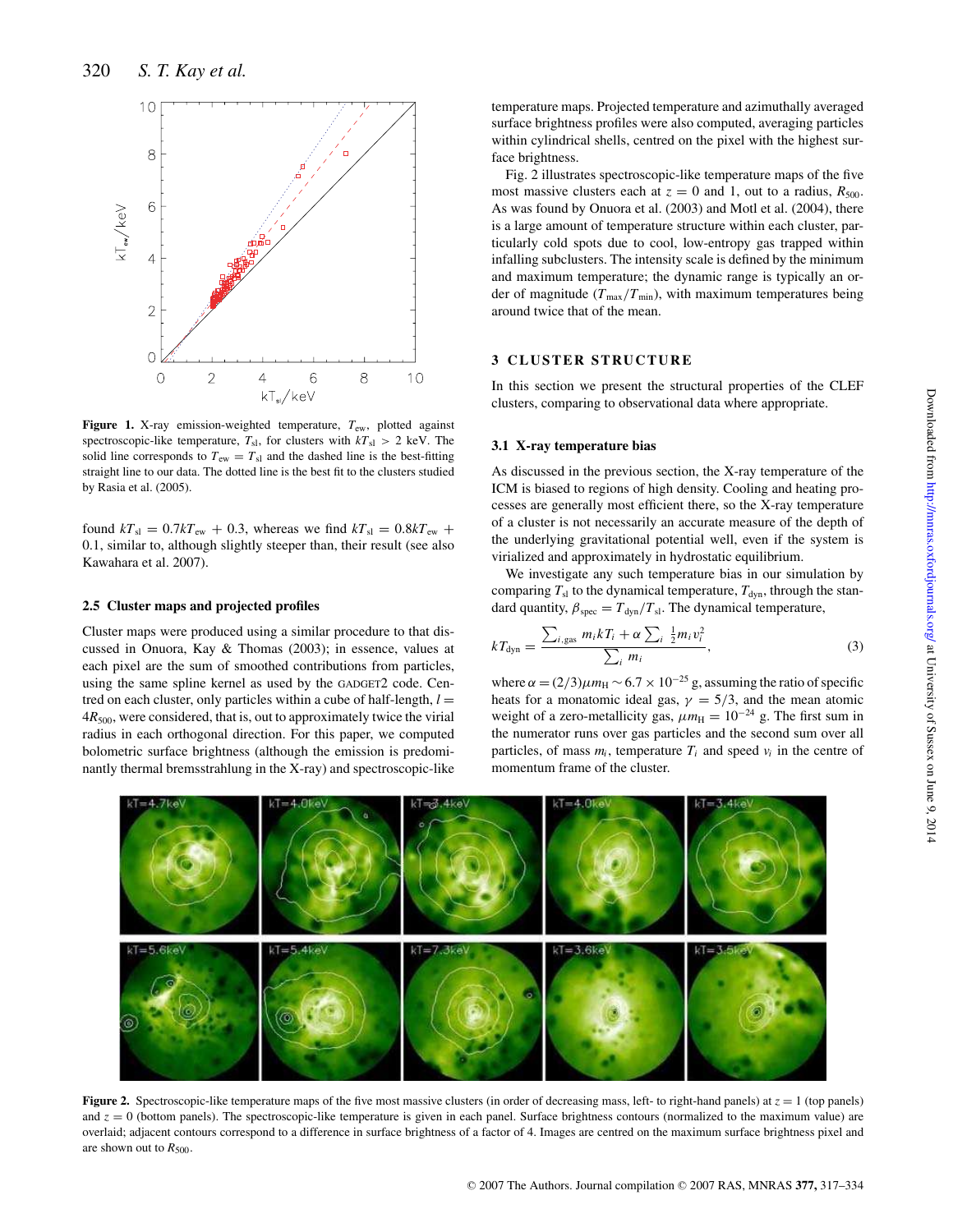**Figure 1.** X-ray emission-weighted temperature, $T_{\rm ew}$, plotted against spectroscopic-like temperature, $T_{\rm sl}$, for clusters with $kT_{\rm sl} > 2$ keV. The solid line corresponds to $T_{\rm ew} = T_{\rm sl}$ and the dashed line is the best-fitting straight line to our data. The dotted line is the best fit to the clusters studied by Rasia et al. (2005).

found $kT_{\rm sl} = 0.7kT_{\rm ew} + 0.3$, whereas we find $kT_{\rm sl} = 0.8kT_{\rm ew} + 0.1$, similar to, although slightly steeper than, their result (see also Kawahara et al. 2007).

### 2.5 Cluster maps and projected profiles

Cluster maps were produced using a similar procedure to that discussed in Onuora, Kay & Thomas (2003); in essence, values at each pixel are the sum of smoothed contributions from particles, using the same spline kernel as used by the GADGET2 code. Centred on each cluster, only particles within a cube of half-length, $l = 4R_{500}$, were considered, that is, out to approximately twice the virial radius in each orthogonal direction. For this paper, we computed bolometric surface brightness (although the emission is predominantly thermal bremsstrahlung in the X-ray) and spectroscopic-like temperature maps. Projected temperature and azimuthally averaged surface brightness profiles were also computed, averaging particles within cylindrical shells, centred on the pixel with the highest surface brightness.

Fig. 2 illustrates spectroscopic-like temperature maps of the five most massive clusters each at $z = 0$ and 1, out to a radius, $R_{500}$. As was found by Onuora et al. (2003) and Motl et al. (2004), there is a large amount of temperature structure within each cluster, particularly cold spots due to cool, low-entropy gas trapped within infalling subclusters. The intensity scale is defined by the minimum and maximum temperature; the dynamic range is typically an order of magnitude ($T_{\rm max}/T_{\rm min}$), with maximum temperatures being around twice that of the mean.

## 3 CLUSTER STRUCTURE

In this section we present the structural properties of the CLEF clusters, comparing to observational data where appropriate.

### 3.1 X-ray temperature bias

As discussed in the previous section, the X-ray temperature of the ICM is biased to regions of high density. Cooling and heating processes are generally most efficient there, so the X-ray temperature of a cluster is not necessarily an accurate measure of the depth of the underlying gravitational potential well, even if the system is virialized and approximately in hydrostatic equilibrium.

We investigate any such temperature bias in our simulation by comparing $T_{\rm sl}$ to the dynamical temperature, $T_{\rm dyn}$, through the standard quantity, $\beta_{\rm spec} = T_{\rm dyn}/T_{\rm sl}$. The dynamical temperature,

$$kT_{\rm dyn} = \frac{\sum_{i,\rm gas} m_i kT_i + \alpha \sum_i \frac{1}{2} m_i v_i^2}{\sum_i m_i}, \qquad (3)$$

where $\alpha = (2/3)\mu m_{\rm H} \sim 6.7 \times 10^{-25}$ g, assuming the ratio of specific heats for a monatomic ideal gas, $\gamma = 5/3$, and the mean atomic weight of a zero-metallicity gas, $\mu m_{\rm H} = 10^{-24}$ g. The first sum in the numerator runs over gas particles and the second sum over all particles, of mass $m_i$, temperature $T_i$ and speed $v_i$ in the centre of momentum frame of the cluster.

**Figure 2.** Spectroscopic-like temperature maps of the five most massive clusters (in order of decreasing mass, left- to right-hand panels) at $z = 1$ (top panels) and $z = 0$ (bottom panels). The spectroscopic-like temperature is given in each panel. Surface brightness contours (normalized to the maximum value) are overlaid; adjacent contours correspond to a difference in surface brightness of a factor of 4. Images are centred on the maximum surface brightness pixel and are shown out to $R_{500}$.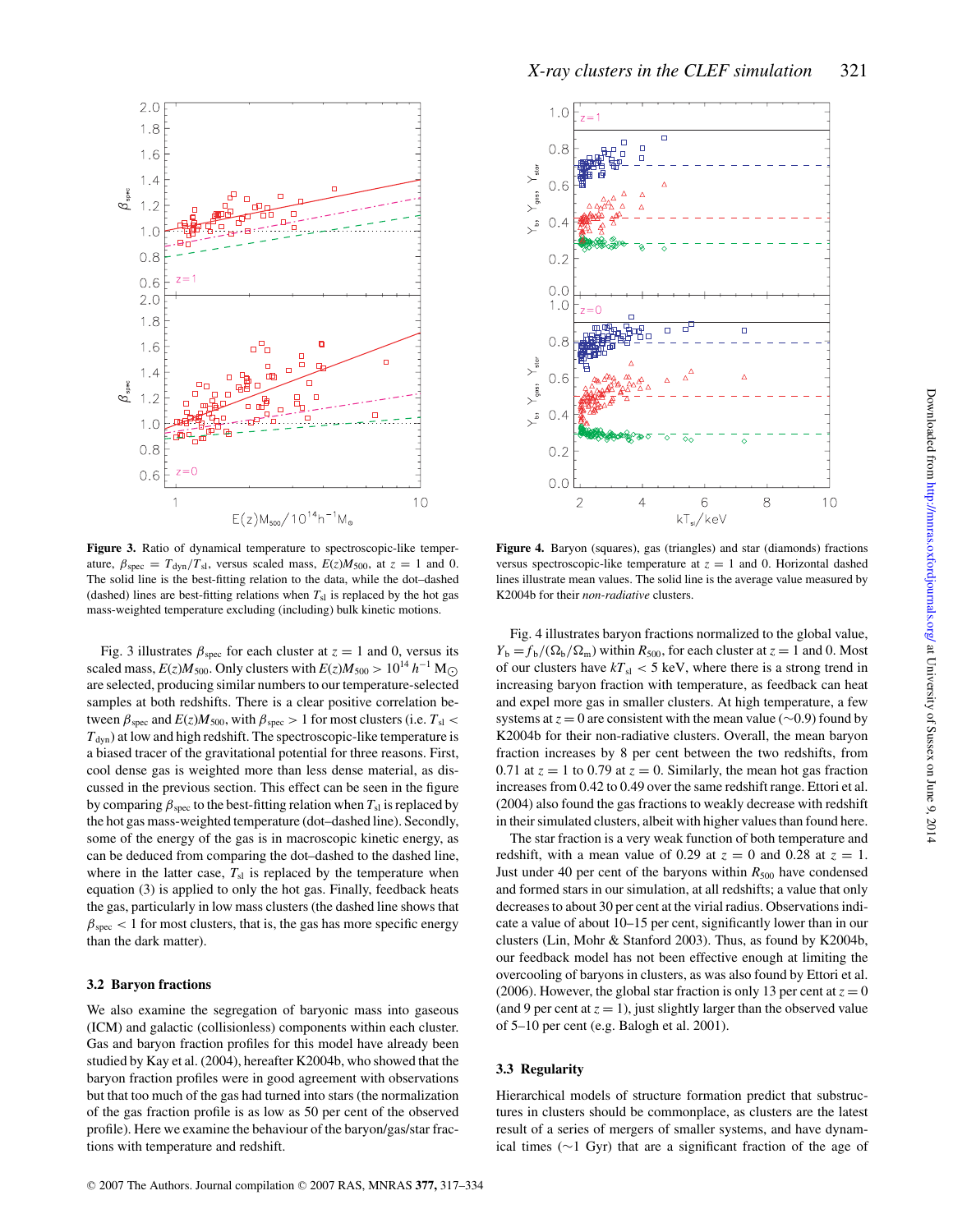**Figure 3.** Ratio of dynamical temperature to spectroscopic-like temperature, $\beta_{\rm spec} = T_{\rm dyn}/T_{\rm sl}$, versus scaled mass, $E(z)M_{500}$, at $z = 1$ and 0. The solid line is the best-fitting relation to the data, while the dot–dashed (dashed) lines are best-fitting relations when $T_{\rm sl}$ is replaced by the hot gas mass-weighted temperature excluding (including) bulk kinetic motions.

**Figure 4.** Baryon (squares), gas (triangles) and star (diamonds) fractions versus spectroscopic-like temperature at $z = 1$ and 0. Horizontal dashed lines illustrate mean values. The solid line is the average value measured by K2004b for their *non-radiative* clusters.

Fig. 3 illustrates $\beta_{\rm spec}$ for each cluster at $z = 1$ and 0, versus its scaled mass, $E(z)M_{500}$. Only clusters with $E(z)M_{500} > 10^{14}\,h^{-1}\,{\rm M}_{\odot}$ are selected, producing similar numbers to our temperature-selected samples at both redshifts. There is a clear positive correlation between $\beta_{\rm spec}$ and $E(z)M_{500}$, with $\beta_{\rm spec} > 1$ for most clusters (i.e. $T_{\rm sl} < T_{\rm dyn}$) at low and high redshift. The spectroscopic-like temperature is a biased tracer of the gravitational potential for three reasons. First, cool dense gas is weighted more than less dense material, as discussed in the previous section. This effect can be seen in the figure by comparing $\beta_{\rm spec}$ to the best-fitting relation when $T_{\rm sl}$ is replaced by the hot gas mass-weighted temperature (dot–dashed line). Secondly, some of the energy of the gas is in macroscopic kinetic energy, as can be deduced from comparing the dot–dashed to the dashed line, where in the latter case, $T_{\rm sl}$ is replaced by the temperature when equation (3) is applied to only the hot gas. Finally, feedback heats the gas, particularly in low mass clusters (the dashed line shows that $\beta_{\rm spec} < 1$ for most clusters, that is, the gas has more specific energy than the dark matter).

### 3.2 Baryon fractions

We also examine the segregation of baryonic mass into gaseous (ICM) and galactic (collisionless) components within each cluster. Gas and baryon fraction profiles for this model have already been studied by Kay et al. (2004), hereafter K2004b, who showed that the baryon fraction profiles were in good agreement with observations but that too much of the gas had turned into stars (the normalization of the gas fraction profile is as low as 50 per cent of the observed profile). Here we examine the behaviour of the baryon/gas/star fractions with temperature and redshift.

Fig. 4 illustrates baryon fractions normalized to the global value, $Y_{\rm b} = f_{\rm b}/(\Omega_{\rm b}/\Omega_{\rm m})$ within $R_{500}$, for each cluster at $z = 1$. Most of our clusters have $kT_{\rm sl} < 5$ keV, where there is a strong trend in increasing baryon fraction with temperature, as feedback can heat and expel more gas in smaller clusters. At high temperature, a few systems at $z = 0$ are consistent with the mean value ($\sim$0.9) found by K2004b for their non-radiative clusters. Overall, the mean baryon fraction increases by 8 per cent between the two redshifts, from 0.71 at $z = 1$ to 0.79 at $z = 0$. Similarly, the mean hot gas fraction increases from 0.42 to 0.49 over the same redshift range. Ettori et al. (2004) also found the gas fractions to weakly decrease with redshift in their simulated clusters, albeit with higher values than found here.

The star fraction is a very weak function of both temperature and redshift, with a mean value of 0.29 at $z = 0$ and 0.28 at $z = 1$. Just under 40 per cent of the baryons within $R_{500}$ have condensed and formed stars in our simulation, at all redshifts; a value that only decreases to about 30 per cent at the virial radius. Observations indicate a value of about 10–15 per cent, significantly lower than in our clusters (Lin, Mohr & Stanford 2003). Thus, as found by K2004b, our feedback model has not been effective enough at limiting the overcooling of baryons in clusters, as was also found by Ettori et al. (2006). However, the global star fraction is only 13 per cent at $z = 0$ (and 9 per cent at $z = 1$), just slightly larger than the observed value of 5–10 per cent (e.g. Balogh et al. 2001).

### 3.3 Regularity

Hierarchical models of structure formation predict that substructures in clusters should be commonplace, as clusters are the latest result of a series of mergers of smaller systems, and have dynamical times ($\sim$1 Gyr) that are a significant fraction of the age of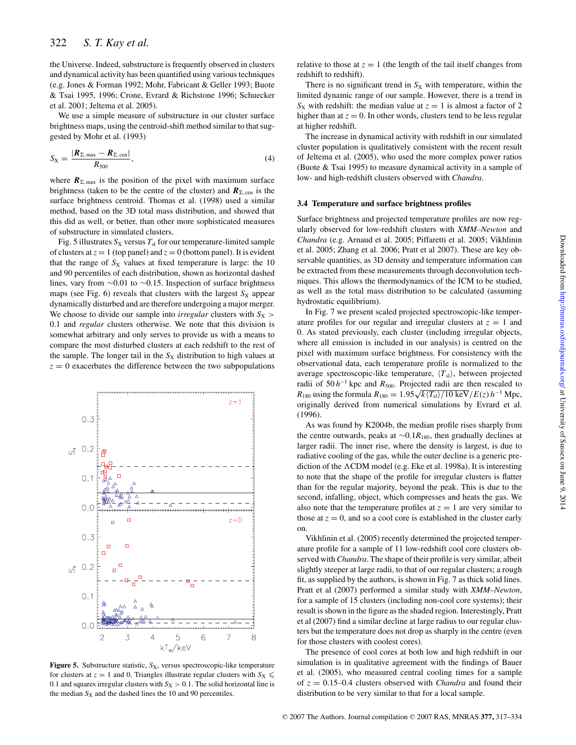the Universe. Indeed, substructure is frequently observed in clusters and dynamical activity has been quantified using various techniques (e.g. Jones & Forman 1992; Mohr, Fabricant & Geller 1993; Buote & Tsai 1995, 1996; Crone, Evrard & Richstone 1996; Schuecker et al. 2001; Jeltema et al. 2005).

We use a simple measure of substructure in our cluster surface brightness maps, using the centroid-shift method similar to that suggested by Mohr et al. (1993)

$$S_{\rm X} = \frac{|\boldsymbol{R}_{\Sigma,\rm max} - \boldsymbol{R}_{\Sigma,\rm cen}|}{R_{500}}, \tag{4}$$

where $\boldsymbol{R}_{\Sigma,\rm max}$ is the position of the pixel with maximum surface brightness (taken to be the centre of the cluster) and $\boldsymbol{R}_{\Sigma,\rm cen}$ is the surface brightness centroid. Thomas et al. (1998) used a similar method, based on the 3D total mass distribution, and showed that this did as well, or better, than other more sophisticated measures of substructure in simulated clusters.

Fig. 5 illustrates $S_{\rm X}$ versus $T_{\rm sl}$ for our temperature-limited sample of clusters at $z = 1$ (top panel) and $z = 0$ (bottom panel). It is evident that the range of $S_{\rm X}$ values at fixed temperature is large: the 10 and 90 percentiles of each distribution, shown as horizontal dashed lines, vary from $\sim$0.01 to $\sim$0.15. Inspection of surface brightness maps (see Fig. 6) reveals that clusters with the largest $S_{\rm X}$ appear dynamically disturbed and are therefore undergoing a major merger. We choose to divide our sample into *irregular* clusters with $S_{\rm X} > 0.1$ and *regular* clusters otherwise. We note that this division is somewhat arbitrary and only serves to provide us with a means to compare the most disturbed clusters at each redshift to the rest of the sample. The longer tail in the $S_{\rm X}$ distribution to high values at $z = 0$ exacerbates the difference between the two subpopulations relative to those at $z = 1$ (the length of the tail itself changes from redshift to redshift).

**Figure 5.** Substructure statistic, $S_{\rm X}$, versus spectroscopic-like temperature for clusters at $z = 1$ and 0. Triangles illustrate regular clusters with $S_{\rm X} \leqslant 0.1$ and squares irregular clusters with $S_{\rm X} > 0.1$. The solid horizontal line is the median $S_{\rm X}$ and the dashed lines the 10 and 90 percentiles.

There is no significant trend in $S_{\rm X}$ with temperature, within the limited dynamic range of our sample. However, there is a trend in $S_{\rm X}$ with redshift: the median value at $z = 1$ is almost a factor of 2 higher than at $z = 0$. In other words, clusters tend to be less regular at higher redshift.

The increase in dynamical activity with redshift in our simulated cluster population is qualitatively consistent with the recent result of Jeltema et al. (2005), who used the more complex power ratios (Buote & Tsai 1995) to measure dynamical activity in a sample of low- and high-redshift clusters observed with *Chandra*.

### 3.4 Temperature and surface brightness profiles

Surface brightness and projected temperature profiles are now regularly observed for low-redshift clusters with *XMM–Newton* and *Chandra* (e.g. Arnaud et al. 2005; Piffaretti et al. 2005; Vikhlinin et al. 2005; Zhang et al. 2006; Pratt et al 2007). These are key observable quantities, as 3D density and temperature information can be extracted from these measurements through deconvolution techniques. This allows the thermodynamics of the ICM to be studied, as well as the total mass distribution to be calculated (assuming hydrostatic equilibrium).

In Fig. 7 we present scaled projected spectroscopic-like temperature profiles for our regular and irregular clusters at $z = 1$ and 0. As stated previously, each cluster (including irregular objects, where all emission is included in our analysis) is centred on the pixel with maximum surface brightness. For consistency with the observational data, each temperature profile is normalized to the average spectroscopic-like temperature, $\langle T_{\rm sl} \rangle$, between projected radii of $50\,h^{-1}$ kpc and $R_{500}$. Projected radii are then rescaled to $R_{180}$ using the formula $R_{180} = 1.95\sqrt{k\langle T_{\rm sl}\rangle/10\,{\rm keV}}/E(z)\,h^{-1}$ Mpc, originally derived from numerical simulations by Evrard et al. (1996).

As was found by K2004b, the median profile rises sharply from the centre outwards, peaks at $\sim$$0.1R_{180}$, then gradually declines at larger radii. The inner rise, where the density is largest, is due to radiative cooling of the gas, while the outer decline is a generic prediction of the $\Lambda$CDM model (e.g. Eke et al. 1998a). It is interesting to note that the shape of the profile for irregular clusters is flatter than for the regular majority, beyond the peak. This is due to the second, infalling, object, which compresses and heats the gas. We also note that the temperature profiles at $z = 1$ are very similar to those at $z = 0$, and so a cool core is established in the cluster early on.

Vikhlinin et al. (2005) recently determined the projected temperature profile for a sample of 11 low-redshift cool core clusters observed with *Chandra*. The shape of their profile is very similar, albeit slightly steeper at large radii, to that of our regular clusters; a rough fit, as supplied by the authors, is shown in Fig. 7 as thick solid lines. Pratt et al (2007) performed a similar study with *XMM–Newton*, for a sample of 15 clusters (including non-cool core systems); their result is shown in the figure as the shaded region. Interestingly, Pratt et al (2007) find a similar decline at large radius to our regular clusters but the temperature does not drop as sharply in the centre (even for those clusters with coolest cores).

The presence of cool cores at both low and high redshift in our simulation is in qualitative agreement with the findings of Bauer et al. (2005), who measured central cooling times for a sample of $z = 0.15$–0.4 clusters observed with *Chandra* and found their distribution to be very similar to that for a local sample.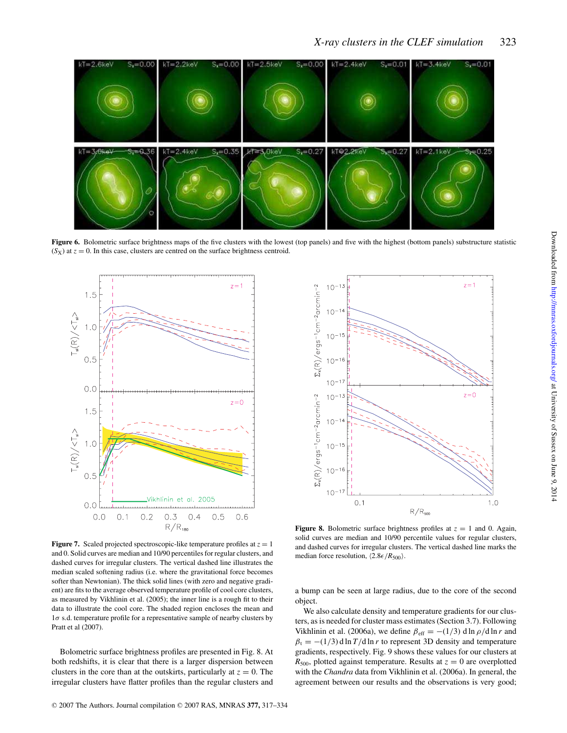**Figure 6.** Bolometric surface brightness maps of the five clusters with the lowest (top panels) and five with the highest (bottom panels) substructure statistic ($S_X$) at $z = 0$. In this case, clusters are centred on the surface brightness centroid.

**Figure 7.** Scaled projected spectroscopic-like temperature profiles at $z = 1$ and 0. Solid curves are median and 10/90 percentiles for regular clusters, and dashed curves for irregular clusters. The vertical dashed line illustrates the median scaled softening radius (i.e. where the gravitational force becomes softer than Newtonian). The thick solid lines (with zero and negative gradient) are fits to the average observed temperature profile of cool core clusters, as measured by Vikhlinin et al. (2005); the inner line is a rough fit to their data to illustrate the cool core. The shaded region encloses the mean and $1\sigma$ s.d. temperature profile for a representative sample of nearby clusters by Pratt et al (2007).

**Figure 8.** Bolometric surface brightness profiles at $z = 1$ and 0. Again, solid curves are median and 10/90 percentile values for regular clusters, and dashed curves for irregular clusters. The vertical dashed line marks the median force resolution, $\langle 2.8\epsilon/R_{500}\rangle$.

Bolometric surface brightness profiles are presented in Fig. 8. At both redshifts, it is clear that there is a larger dispersion between clusters in the core than at the outskirts, particularly at $z = 0$. The irregular clusters have flatter profiles than the regular clusters and a bump can be seen at large radius, due to the core of the second object.

We also calculate density and temperature gradients for our clusters, as is needed for cluster mass estimates (Section 3.7). Following Vikhlinin et al. (2006a), we define $\beta_{\rm eff} = -(1/3)\,{\rm d}\ln\rho/{\rm d}\ln r$ and $\beta_{\rm t} = -(1/3)\,{\rm d}\ln T/{\rm d}\ln r$ to represent 3D density and temperature gradients, respectively. Fig. 9 shows these values for our clusters at $R_{500}$, plotted against temperature. Results at $z = 0$ are overplotted with the *Chandra* data from Vikhlinin et al. (2006a). In general, the agreement between our results and the observations is very good;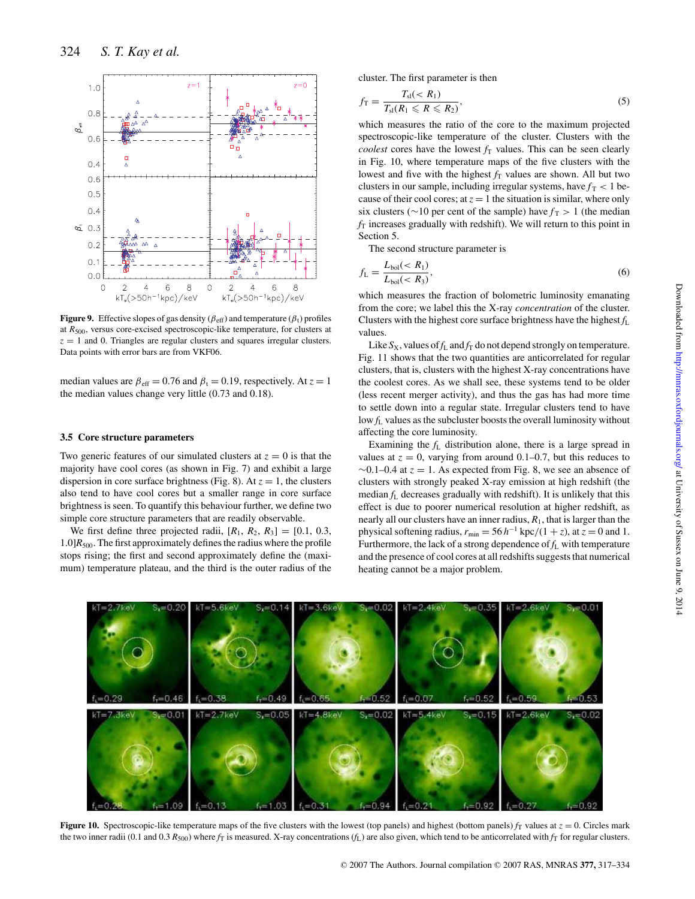**Figure 9.** Effective slopes of gas density ($\beta_{\rm eff}$) and temperature ($\beta_{\rm t}$) profiles at $R_{500}$, versus core-excised spectroscopic-like temperature, for clusters at $z = 1$ and 0. Triangles are regular clusters and squares irregular clusters. Data points with error bars are from VKF06.

median values are $\beta_{\rm eff} = 0.76$ and $\beta_{\rm t} = 0.19$, respectively. At $z = 1$ the median values change very little (0.73 and 0.18).

### 3.5 Core structure parameters

Two generic features of our simulated clusters at $z = 0$ is that the majority have cool cores (as shown in Fig. 7) and exhibit a large dispersion in core surface brightness (Fig. 8). At $z = 1$, the clusters also tend to have cool cores but a smaller range in core surface brightness is seen. To quantify this behaviour further, we define two simple core structure parameters that are readily observable.

We first define three projected radii, $[R_1, R_2, R_3] = [0.1, 0.3, 1.0]R_{500}$. The first approximately defines the radius where the profile stops rising; the first and second approximately define the (maximum) temperature plateau, and the third is the outer radius of the cluster. The first parameter is then

$$f_{\rm T} = \frac{T_{\rm sl}(< R_1)}{T_{\rm sl}(R_1 \leqslant R \leqslant R_2)}, \tag{5}$$

which measures the ratio of the core to the maximum projected spectroscopic-like temperature of the cluster. Clusters with the *coolest* cores have the lowest $f_{\rm T}$ values. This can be seen clearly in Fig. 10, where temperature maps of the five clusters with the lowest and five with the highest $f_{\rm T}$ values are shown. All but two clusters in our sample, including irregular systems, have $f_{\rm T} < 1$ because of their cool cores; at $z = 1$ the situation is similar, where only six clusters (∼10 per cent of the sample) have $f_{\rm T} > 1$ (the median $f_{\rm T}$ increases gradually with redshift). We will return to this point in Section 5.

The second structure parameter is

$$f_{\rm L} = \frac{L_{\rm bol}(< R_1)}{L_{\rm bol}(< R_3)}, \tag{6}$$

which measures the fraction of bolometric luminosity emanating from the core; we label this the X-ray *concentration* of the cluster. Clusters with the highest core surface brightness have the highest $f_{\rm L}$ values.

Like $S_{\rm X}$, values of $f_{\rm L}$ and $f_{\rm T}$ do not depend strongly on temperature. Fig. 11 shows that the two quantities are anticorrelated for regular clusters, that is, clusters with the highest X-ray concentrations have the coolest cores. As we shall see, these systems tend to be older (less recent merger activity), and thus the gas has had more time to settle down into a regular state. Irregular clusters tend to have low $f_{\rm L}$ values as the subcluster boosts the overall luminosity without affecting the core luminosity.

Examining the $f_{\rm L}$ distribution alone, there is a large spread in values at $z = 0$, varying from around 0.1–0.7, but this reduces to ∼0.1–0.4 at $z = 1$. As expected from Fig. 8, we see an absence of clusters with strongly peaked X-ray emission at high redshift (the median $f_{\rm L}$ decreases gradually with redshift). It is unlikely that this effect is due to poorer numerical resolution at higher redshift, as nearly all our clusters have an inner radius, $R_1$, that is larger than the physical softening radius, $r_{\rm min} = 56\,h^{-1}\,{\rm kpc}/(1+z)$, at $z = 0$ and 1. Furthermore, the lack of a strong dependence of $f_{\rm L}$ with temperature and the presence of cool cores at all redshifts suggests that numerical heating cannot be a major problem.

**Figure 10.** Spectroscopic-like temperature maps of the five clusters with the lowest (top panels) and highest (bottom panels) $f_{\rm T}$ values at $z = 0$. Circles mark the two inner radii (0.1 and 0.3 $R_{500}$) where $f_{\rm T}$ is measured. X-ray concentrations ($f_{\rm L}$) are also given, which tend to be anticorrelated with $f_{\rm T}$ for regular clusters.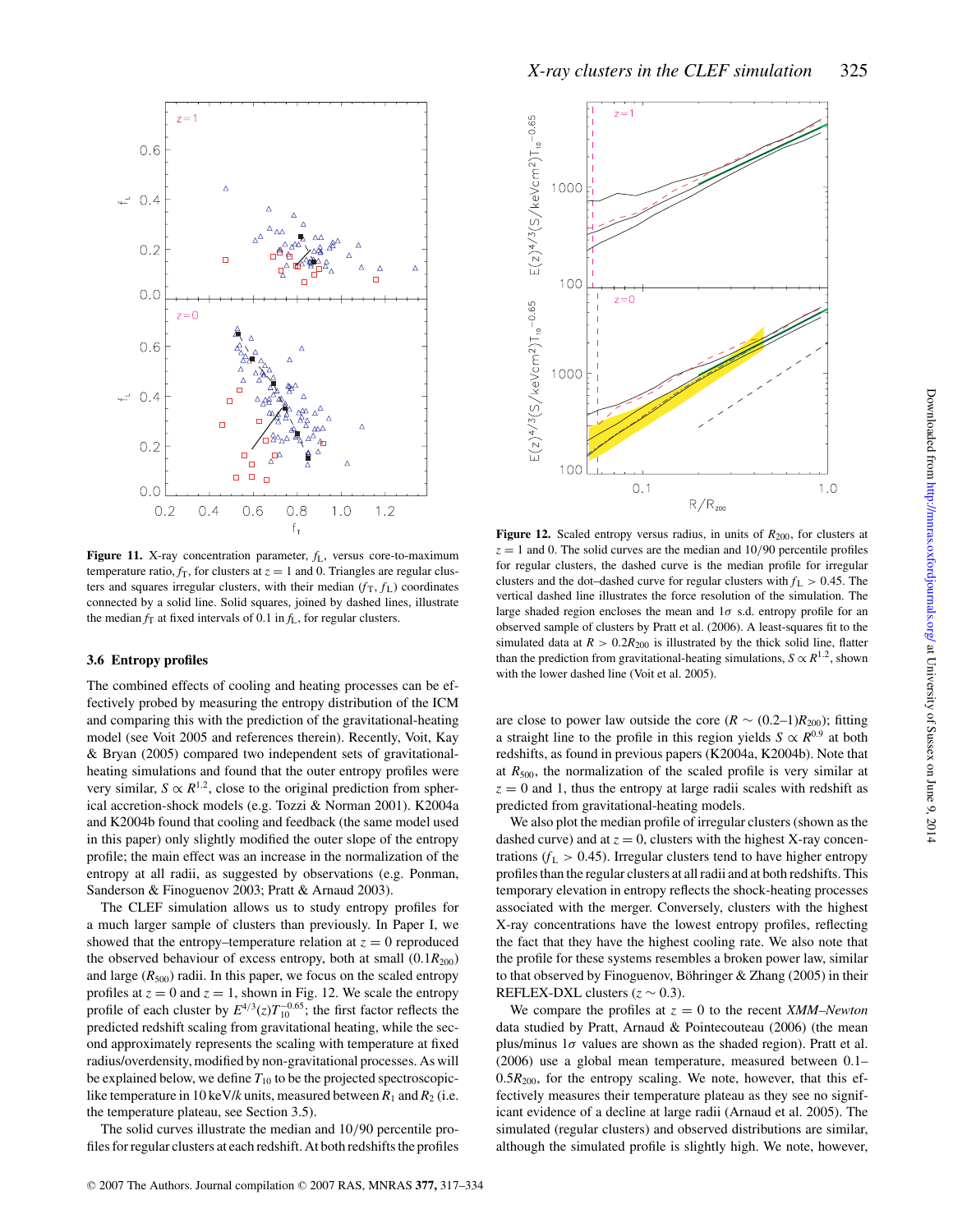**Figure 11.** X-ray concentration parameter, $f_L$, versus core-to-maximum temperature ratio, $f_T$, for clusters at $z = 1$ and 0. Triangles are regular clusters and squares irregular clusters, with their median ($f_T$, $f_L$) coordinates connected by a solid line. Solid squares, joined by dashed lines, illustrate the median $f_T$ at fixed intervals of 0.1 in $f_L$, for regular clusters.

**Figure 12.** Scaled entropy versus radius, in units of $R_{200}$, for clusters at $z = 1$ and 0. The solid curves are the median and 10/90 percentile profiles for regular clusters, the dashed curve is the median profile for irregular clusters and the dot–dashed curve for regular clusters with $f_L > 0.45$. The vertical dashed line illustrates the force resolution of the simulation. The large shaded region encloses the mean and $1\sigma$ s.d. entropy profile for an observed sample of clusters by Pratt et al. (2006). A least-squares fit to the simulated data at $R > 0.2R_{200}$ is illustrated by the thick solid line, flatter than the prediction from gravitational-heating simulations, $S \propto R^{1.2}$, shown with the lower dashed line (Voit et al. 2005).

### 3.6 Entropy profiles

The combined effects of cooling and heating processes can be effectively probed by measuring the entropy distribution of the ICM and comparing this with the prediction of the gravitational-heating model (see Voit 2005 and references therein). Recently, Voit, Kay & Bryan (2005) compared two independent sets of gravitational-heating simulations and found that the outer entropy profiles were very similar, $S \propto R^{1.2}$, close to the original prediction from spherical accretion-shock models (e.g. Tozzi & Norman 2001). K2004a and K2004b found that cooling and feedback (the same model used in this paper) only slightly modified the outer slope of the entropy profile; the main effect was an increase in the normalization of the entropy at all radii, as suggested by observations (e.g. Ponman, Sanderson & Finoguenov 2003; Pratt & Arnaud 2003).

The CLEF simulation allows us to study entropy profiles for a much larger sample of clusters than previously. In Paper I, we showed that the entropy–temperature relation at $z = 0$ reproduced the observed behaviour of excess entropy, both at small ($0.1R_{200}$) and large ($R_{500}$) radii. In this paper, we focus on the scaled entropy profiles at $z = 0$ and $z = 1$, shown in Fig. 12. We scale the entropy profile of each cluster by $E^{4/3}(z)T_{10}^{-0.65}$; the first factor reflects the predicted redshift scaling from gravitational heating, while the second approximately represents the scaling with temperature at fixed radius/overdensity, modified by non-gravitational processes. As will be explained below, we define $T_{10}$ to be the projected spectroscopic-like temperature in 10 keV/$k$ units, measured between $R_1$ and $R_2$ (i.e. the temperature plateau, see Section 3.5).

The solid curves illustrate the median and 10/90 percentile profiles for regular clusters at each redshift. At both redshifts the profiles are close to power law outside the core ($R \sim (0.2–1)R_{200}$); fitting a straight line to the profile in this region yields $S \propto R^{0.9}$ at both redshifts, as found in previous papers (K2004a, K2004b). Note that at $R_{500}$, the normalization of the scaled profile is very similar at $z = 0$ and 1, thus the entropy at large radii scales with redshift as predicted from gravitational-heating models.

We also plot the median profile of irregular clusters (shown as the dashed curve) and at $z = 0$, clusters with the highest X-ray concentrations ($f_L > 0.45$). Irregular clusters tend to have higher entropy profiles than the regular clusters at all radii and at both redshifts. This temporary elevation in entropy reflects the shock-heating processes associated with the merger. Conversely, clusters with the highest X-ray concentrations have the lowest entropy profiles, reflecting the fact that they have the highest cooling rate. We also note that the profile for these systems resembles a broken power law, similar to that observed by Finoguenov, Böhringer & Zhang (2005) in their REFLEX-DXL clusters ($z \sim 0.3$).

We compare the profiles at $z = 0$ to the recent *XMM–Newton* data studied by Pratt, Arnaud & Pointecouteau (2006) (the mean plus/minus $1\sigma$ values are shown as the shaded region). Pratt et al. (2006) use a global mean temperature, measured between 0.1–$0.5R_{200}$, for the entropy scaling. We note, however, that this effectively measures their temperature plateau as they see no significant evidence of a decline at large radii (Arnaud et al. 2005). The simulated (regular clusters) and observed distributions are similar, although the simulated profile is slightly high. We note, however,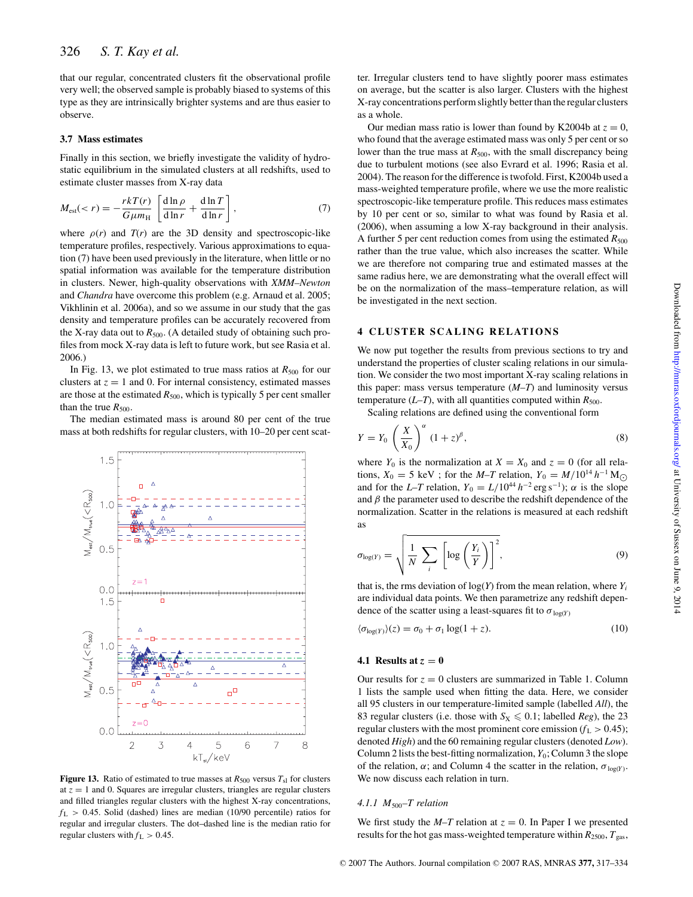that our regular, concentrated clusters fit the observational profile very well; the observed sample is probably biased to systems of this type as they are intrinsically brighter systems and are thus easier to observe.

### 3.7 Mass estimates

Finally in this section, we briefly investigate the validity of hydrostatic equilibrium in the simulated clusters at all redshifts, used to estimate cluster masses from X-ray data

$$M_{\rm est}(<r) = -\frac{rkT(r)}{G\mu m_{\rm H}}\left[\frac{{\rm d}\ln\rho}{{\rm d}\ln r} + \frac{{\rm d}\ln T}{{\rm d}\ln r}\right], \tag{7}$$

where $\rho(r)$ and $T(r)$ are the 3D density and spectroscopic-like temperature profiles, respectively. Various approximations to equation (7) have been used previously in the literature, when little or no spatial information was available for the temperature distribution in clusters. Newer, high-quality observations with *XMM–Newton* and *Chandra* have overcome this problem (e.g. Arnaud et al. 2005; Vikhlinin et al. 2006a), and so we assume in our study that the gas density and temperature profiles can be accurately recovered from the X-ray data out to $R_{500}$. (A detailed study of obtaining such profiles from mock X-ray data is left to future work, but see Rasia et al. 2006.)

In Fig. 13, we plot estimated to true mass ratios at $R_{500}$ for our clusters at $z=1$ and 0. For internal consistency, estimated masses are those at the estimated $R_{500}$, which is typically 5 per cent smaller than the true $R_{500}$.

The median estimated mass is around 80 per cent of the true mass at both redshifts for regular clusters, with 10–20 per cent scatter. Irregular clusters tend to have slightly poorer mass estimates on average, but the scatter is also larger. Clusters with the highest X-ray concentrations perform slightly better than the regular clusters as a whole.

**Figure 13.** Ratio of estimated to true masses at $R_{500}$ versus $T_{\rm sl}$ for clusters at $z=1$ and 0. Squares are irregular clusters, triangles are regular clusters and filled triangles regular clusters with the highest X-ray concentrations, $f_{\rm L} > 0.45$. Solid (dashed) lines are median (10/90 percentile) ratios for regular and irregular clusters. The dot–dashed line is the median ratio for regular clusters with $f_{\rm L} > 0.45$.

Our median mass ratio is lower than found by K2004b at $z=0$, who found that the average estimated mass was only 5 per cent or so lower than the true mass at $R_{500}$, with the small discrepancy being due to turbulent motions (see also Evrard et al. 1996; Rasia et al. 2004). The reason for the difference is twofold. First, K2004b used a mass-weighted temperature profile, where we use the more realistic spectroscopic-like temperature profile. This reduces mass estimates by 10 per cent or so, similar to what was found by Rasia et al. (2006), when assuming a low X-ray background in their analysis. A further 5 per cent reduction comes from using the estimated $R_{500}$ rather than the true value, which also increases the scatter. While we are therefore not comparing true and estimated masses at the same radius here, we are demonstrating what the overall effect will be on the normalization of the mass–temperature relation, as will be investigated in the next section.

## 4 CLUSTER SCALING RELATIONS

We now put together the results from previous sections to try and understand the properties of cluster scaling relations in our simulation. We consider the two most important X-ray scaling relations in this paper: mass versus temperature ($M$–$T$) and luminosity versus temperature ($L$–$T$), with all quantities computed within $R_{500}$.

Scaling relations are defined using the conventional form

$$Y = Y_0\left(\frac{X}{X_0}\right)^{\alpha}(1+z)^{\beta}, \tag{8}$$

where $Y_0$ is the normalization at $X = X_0$ and $z=0$ (for all relations, $X_0 = 5$ keV ; for the $M$–$T$ relation, $Y_0 = M/10^{14}\,h^{-1}\,{\rm M}_{\odot}$ and for the $L$–$T$ relation, $Y_0 = L/10^{44}\,h^{-2}\,{\rm erg\,s^{-1}}$); $\alpha$ is the slope and $\beta$ the parameter used to describe the redshift dependence of the normalization. Scatter in the relations is measured at each redshift as

$$\sigma_{\log(Y)} = \sqrt{\frac{1}{N}\sum_i\left[\log\left(\frac{Y_i}{Y}\right)\right]^2}, \tag{9}$$

that is, the rms deviation of $\log(Y)$ from the mean relation, where $Y_i$ are individual data points. We then parametrize any redshift dependence of the scatter using a least-squares fit to $\sigma_{\log(Y)}$

$$\langle\sigma_{\log(Y)}\rangle(z) = \sigma_0 + \sigma_1\log(1+z). \tag{10}$$

### 4.1 Results at $z=0$

Our results for $z=0$ clusters are summarized in Table 1. Column 1 lists the sample used when fitting the data. Here, we consider all 95 clusters in our temperature-limited sample (labelled *All*), the 83 regular clusters (i.e. those with $S_{\rm X} \leqslant 0.1$; labelled *Reg*), the 23 regular clusters with the most prominent core emission ($f_{\rm L} > 0.45$); denoted *High*) and the 60 remaining regular clusters (denoted *Low*). Column 2 lists the best-fitting normalization, $Y_0$; Column 3 the slope of the relation, $\alpha$; and Column 4 the scatter in the relation, $\sigma_{\log(Y)}$. We now discuss each relation in turn.

#### 4.1.1 $M_{500}$–$T$ relation

We first study the $M$–$T$ relation at $z=0$. In Paper I we presented results for the hot gas mass-weighted temperature within $R_{2500}$, $T_{\rm gas}$,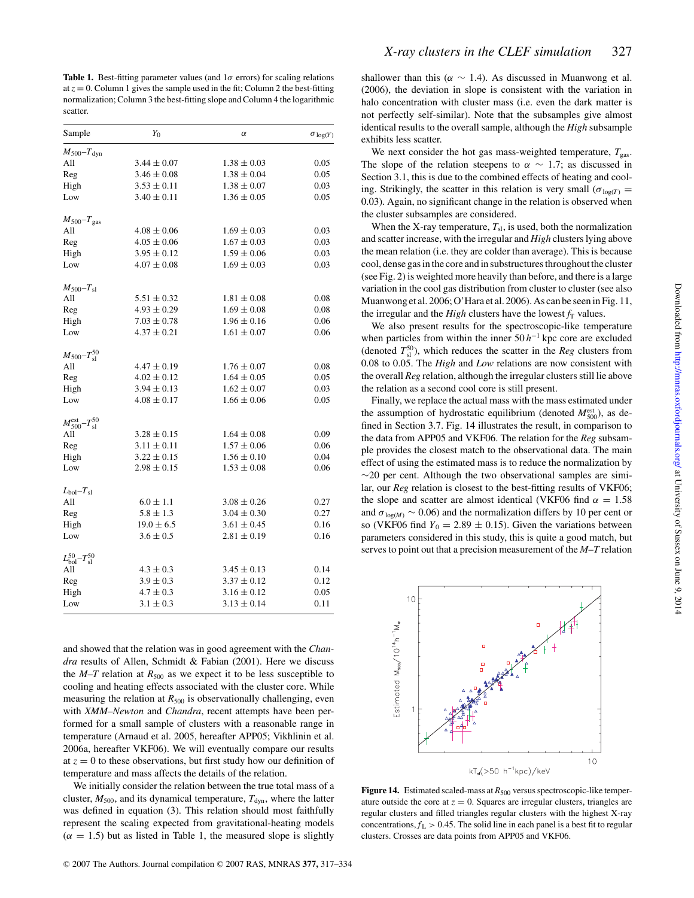**Table 1.** Best-fitting parameter values (and $1\sigma$ errors) for scaling relations at $z = 0$. Column 1 gives the sample used in the fit; Column 2 the best-fitting normalization; Column 3 the best-fitting slope and Column 4 the logarithmic scatter.

| Sample | $Y_0$ | $\alpha$ | $\sigma_{\log(Y)}$ |
|---|---|---|---|
| $M_{500}$–$T_{\rm dyn}$ | | | |
| All | $3.44 \pm 0.07$ | $1.38 \pm 0.03$ | 0.05 |
| Reg | $3.46 \pm 0.08$ | $1.38 \pm 0.04$ | 0.05 |
| High | $3.53 \pm 0.11$ | $1.38 \pm 0.07$ | 0.03 |
| Low | $3.40 \pm 0.11$ | $1.36 \pm 0.05$ | 0.05 |
| $M_{500}$–$T_{\rm gas}$ | | | |
| All | $4.08 \pm 0.06$ | $1.69 \pm 0.03$ | 0.03 |
| Reg | $4.05 \pm 0.06$ | $1.67 \pm 0.03$ | 0.03 |
| High | $3.95 \pm 0.12$ | $1.59 \pm 0.06$ | 0.03 |
| Low | $4.07 \pm 0.08$ | $1.69 \pm 0.03$ | 0.03 |
| $M_{500}$–$T_{\rm sl}$ | | | |
| All | $5.51 \pm 0.32$ | $1.81 \pm 0.08$ | 0.08 |
| Reg | $4.93 \pm 0.29$ | $1.69 \pm 0.08$ | 0.08 |
| High | $7.03 \pm 0.78$ | $1.96 \pm 0.16$ | 0.06 |
| Low | $4.37 \pm 0.21$ | $1.61 \pm 0.07$ | 0.06 |
| $M_{500}$–$T_{\rm sl}^{50}$ | | | |
| All | $4.47 \pm 0.19$ | $1.76 \pm 0.07$ | 0.08 |
| Reg | $4.02 \pm 0.12$ | $1.64 \pm 0.05$ | 0.05 |
| High | $3.94 \pm 0.13$ | $1.62 \pm 0.07$ | 0.03 |
| Low | $4.08 \pm 0.17$ | $1.66 \pm 0.06$ | 0.05 |
| $M_{500}^{\rm est}$–$T_{\rm sl}^{50}$ | | | |
| All | $3.28 \pm 0.15$ | $1.64 \pm 0.08$ | 0.09 |
| Reg | $3.11 \pm 0.11$ | $1.57 \pm 0.06$ | 0.06 |
| High | $3.22 \pm 0.15$ | $1.56 \pm 0.10$ | 0.04 |
| Low | $2.98 \pm 0.15$ | $1.53 \pm 0.08$ | 0.06 |
| $L_{\rm bol}$–$T_{\rm sl}$ | | | |
| All | $6.0 \pm 1.1$ | $3.08 \pm 0.26$ | 0.27 |
| Reg | $5.8 \pm 1.3$ | $3.04 \pm 0.30$ | 0.27 |
| High | $19.0 \pm 6.5$ | $3.61 \pm 0.45$ | 0.16 |
| Low | $3.6 \pm 0.5$ | $2.81 \pm 0.19$ | 0.16 |
| $L_{\rm bol}^{50}$–$T_{\rm sl}^{50}$ | | | |
| All | $4.3 \pm 0.3$ | $3.45 \pm 0.13$ | 0.14 |
| Reg | $3.9 \pm 0.3$ | $3.37 \pm 0.12$ | 0.12 |
| High | $4.7 \pm 0.3$ | $3.16 \pm 0.12$ | 0.05 |
| Low | $3.1 \pm 0.3$ | $3.13 \pm 0.14$ | 0.11 |

and showed that the relation was in good agreement with the *Chandra* results of Allen, Schmidt & Fabian (2001). Here we discuss the *M*–*T* relation at $R_{500}$ as we expect it to be less susceptible to cooling and heating effects associated with the cluster core. While measuring the relation at $R_{500}$ is observationally challenging, even with *XMM–Newton* and *Chandra*, recent attempts have been performed for a small sample of clusters with a reasonable range in temperature (Arnaud et al. 2005, hereafter APP05; Vikhlinin et al. 2006a, hereafter VKF06). We will eventually compare our results at $z = 0$ to these observations, but first study how our definition of temperature and mass affects the details of the relation.

We initially consider the relation between the true total mass of a cluster, $M_{500}$, and its dynamical temperature, $T_{\rm dyn}$, where the latter was defined in equation (3). This relation should most faithfully represent the scaling expected from gravitational-heating models ($\alpha = 1.5$) but as listed in Table 1, the measured slope is slightly shallower than this ($\alpha \sim 1.4$). As discussed in Muanwong et al. (2006), the deviation in slope is consistent with the variation in halo concentration with cluster mass (i.e. even the dark matter is not perfectly self-similar). Note that the subsamples give almost identical results to the overall sample, although the *High* subsample exhibits less scatter.

We next consider the hot gas mass-weighted temperature, $T_{\rm gas}$. The slope of the relation steepens to $\alpha \sim 1.7$; as discussed in Section 3.1, this is due to the combined effects of heating and cooling. Strikingly, the scatter in this relation is very small ($\sigma_{\log(T)} = 0.03$). Again, no significant change in the relation is observed when the cluster subsamples are considered.

When the X-ray temperature, $T_{\rm sl}$, is used, both the normalization and scatter increase, with the irregular and *High* clusters lying above the mean relation (i.e. they are colder than average). This is because cool, dense gas in the core and in substructures throughout the cluster (see Fig. 2) is weighted more heavily than before, and there is a large variation in the cool gas distribution from cluster to cluster (see also Muanwong et al. 2006; O'Hara et al. 2006). As can be seen in Fig. 11, the irregular and the *High* clusters have the lowest $f_{\rm T}$ values.

We also present results for the spectroscopic-like temperature when particles from within the inner 50 $h^{-1}$ kpc core are excluded (denoted $T_{\rm sl}^{50}$), which reduces the scatter in the *Reg* clusters from 0.08 to 0.05. The *High* and *Low* relations are now consistent with the overall *Reg* relation, although the irregular clusters still lie above the relation as a second cool core is still present.

Finally, we replace the actual mass with the mass estimated under the assumption of hydrostatic equilibrium (denoted $M_{500}^{\rm est}$), as defined in Section 3.7. Fig. 14 illustrates the result, in comparison to the data from APP05 and VKF06. The relation for the *Reg* subsample provides the closest match to the observational data. The main effect of using the estimated mass is to reduce the normalization by ~20 per cent. Although the two observational samples are similar, our *Reg* relation is closest to the best-fitting results of VKF06; the slope and scatter are almost identical (VKF06 find $\alpha = 1.58$ and $\sigma_{\log(M)} \sim 0.06$) and the normalization differs by 10 per cent or so (VKF06 find $Y_0 = 2.89 \pm 0.15$). Given the variations between parameters considered in this study, this is quite a good match, but serves to point out that a precision measurement of the *M*–*T* relation

**Figure 14.** Estimated scaled-mass at $R_{500}$ versus spectroscopic-like temperature outside the core at $z = 0$. Squares are irregular clusters, triangles are regular clusters and filled triangles regular clusters with the highest X-ray concentrations, $f_{\rm L} > 0.45$. The solid line in each panel is a best fit to regular clusters. Crosses are data points from APP05 and VKF06.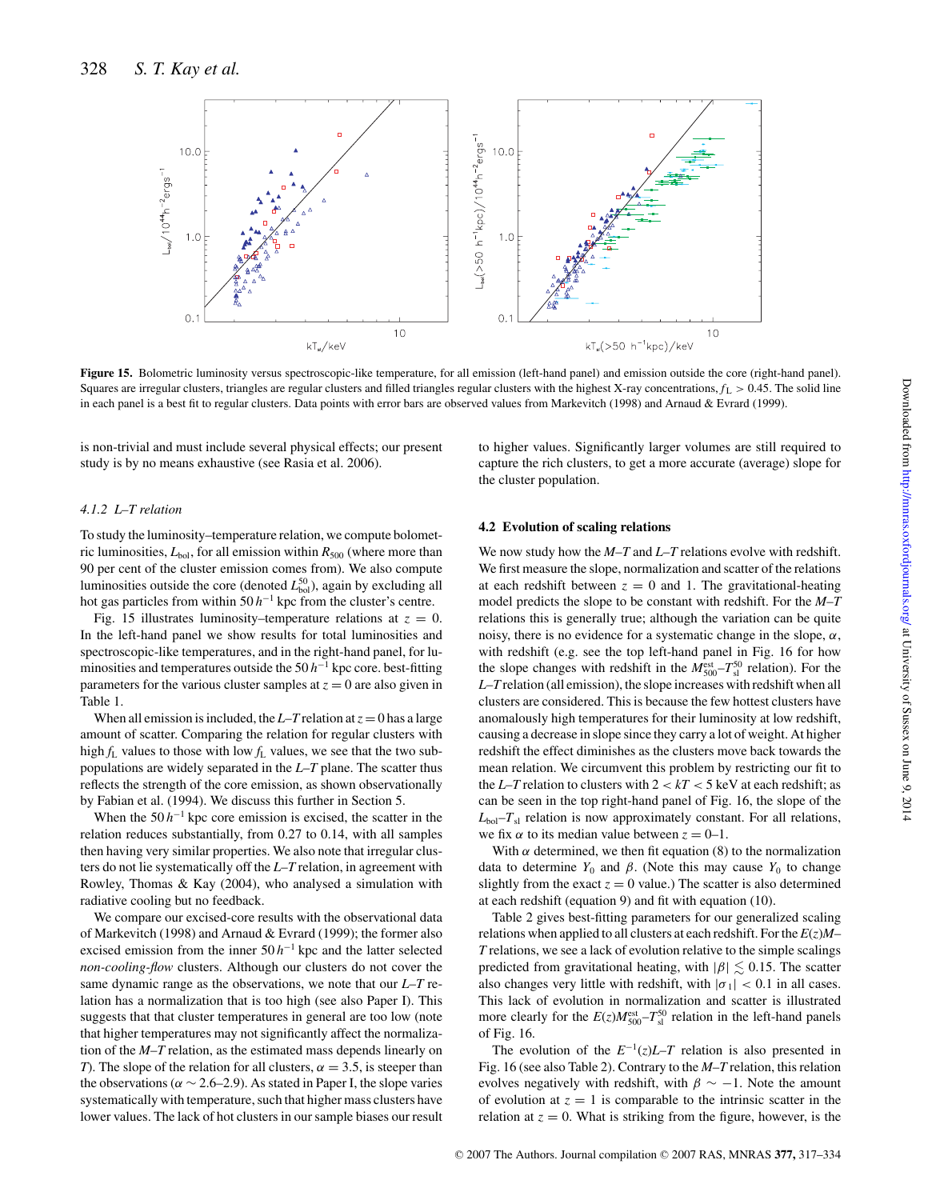**Figure 15.** Bolometric luminosity versus spectroscopic-like temperature, for all emission (left-hand panel) and emission outside the core (right-hand panel). Squares are irregular clusters, triangles are regular clusters and filled triangles regular clusters with the highest X-ray concentrations, $f_{\rm L} > 0.45$. The solid line in each panel is a best fit to regular clusters. Data points with error bars are observed values from Markevitch (1998) and Arnaud & Evrard (1999).

is non-trivial and must include several physical effects; our present study is by no means exhaustive (see Rasia et al. 2006).

#### 4.1.2 *L–T relation*

To study the luminosity–temperature relation, we compute bolometric luminosities, $L_{\rm bol}$, for all emission within $R_{500}$ (where more than 90 per cent of the cluster emission comes from). We also compute luminosities outside the core (denoted $L_{\rm bol}^{50}$), again by excluding all hot gas particles from within $50\,h^{-1}$ kpc from the cluster's centre.

Fig. 15 illustrates luminosity–temperature relations at $z = 0$. In the left-hand panel we show results for total luminosities and spectroscopic-like temperatures, and in the right-hand panel, for luminosities and temperatures outside the $50\,h^{-1}$ kpc core. best-fitting parameters for the various cluster samples at $z = 0$ are also given in Table 1.

When all emission is included, the *L–T* relation at $z = 0$ has a large amount of scatter. Comparing the relation for regular clusters with high $f_{\rm L}$ values to those with low $f_{\rm L}$ values, we see that the two subpopulations are widely separated in the *L–T* plane. The scatter thus reflects the strength of the core emission, as shown observationally by Fabian et al. (1994). We discuss this further in Section 5.

When the $50\,h^{-1}$ kpc core emission is excised, the scatter in the relation reduces substantially, from 0.27 to 0.14, with all samples then having very similar properties. We also note that irregular clusters do not lie systematically off the *L–T* relation, in agreement with Rowley, Thomas & Kay (2004), who analysed a simulation with radiative cooling but no feedback.

We compare our excised-core results with the observational data of Markevitch (1998) and Arnaud & Evrard (1999); the former also excised emission from the inner $50\,h^{-1}$ kpc and the latter selected *non-cooling-flow* clusters. Although our clusters do not cover the same dynamic range as the observations, we note that our *L–T* relation has a normalization that is too high (see also Paper I). This suggests that that cluster temperatures in general are too low (note that higher temperatures may not significantly affect the normalization of the *M–T* relation, as the estimated mass depends linearly on *T*). The slope of the relation for all clusters, $\alpha = 3.5$, is steeper than the observations ($\alpha \sim 2.6$–$2.9$). As stated in Paper I, the slope varies systematically with temperature, such that higher mass clusters have lower values. The lack of hot clusters in our sample biases our result to higher values. Significantly larger volumes are still required to capture the rich clusters, to get a more accurate (average) slope for the cluster population.

### 4.2 Evolution of scaling relations

We now study how the *M–T* and *L–T* relations evolve with redshift. We first measure the slope, normalization and scatter of the relations at each redshift between $z = 0$ and 1. The gravitational-heating model predicts the slope to be constant with redshift. For the *M–T* relations this is generally true; although the variation can be quite noisy, there is no evidence for a systematic change in the slope, $\alpha$, with redshift (e.g. see the top left-hand panel in Fig. 16 for how the slope changes with redshift in the $M_{500}^{\rm est}$–$T_{\rm sl}^{50}$ relation). For the *L–T* relation (all emission), the slope increases with redshift when all clusters are considered. This is because the few hottest clusters have anomalously high temperatures for their luminosity at low redshift, causing a decrease in slope since they carry a lot of weight. At higher redshift the effect diminishes as the clusters move back towards the mean relation. We circumvent this problem by restricting our fit to the *L–T* relation to clusters with $2 < kT < 5$ keV at each redshift; as can be seen in the top right-hand panel of Fig. 16, the slope of the $L_{\rm bol}$–$T_{\rm sl}$ relation is now approximately constant. For all relations, we fix $\alpha$ to its median value between $z = 0$–1.

With $\alpha$ determined, we then fit equation (8) to the normalization data to determine $Y_0$ and $\beta$. (Note this may cause $Y_0$ to change slightly from the exact $z = 0$ value.) The scatter is also determined at each redshift (equation 9) and fit with equation (10).

Table 2 gives best-fitting parameters for our generalized scaling relations when applied to all clusters at each redshift. For the $E(z)M$–$T$ relations, we see a lack of evolution relative to the simple scalings predicted from gravitational heating, with $|\beta| \lesssim 0.15$. The scatter also changes very little with redshift, with $|\sigma_1| < 0.1$ in all cases. This lack of evolution in normalization and scatter is illustrated more clearly for the $E(z)M_{500}^{\rm est}$–$T_{\rm sl}^{50}$ relation in the left-hand panels of Fig. 16.

The evolution of the $E^{-1}(z)L$–$T$ relation is also presented in Fig. 16 (see also Table 2). Contrary to the *M–T* relation, this relation evolves negatively with redshift, with $\beta \sim -1$. Note the amount of evolution at $z = 1$ is comparable to the intrinsic scatter in the relation at $z = 0$. What is striking from the figure, however, is the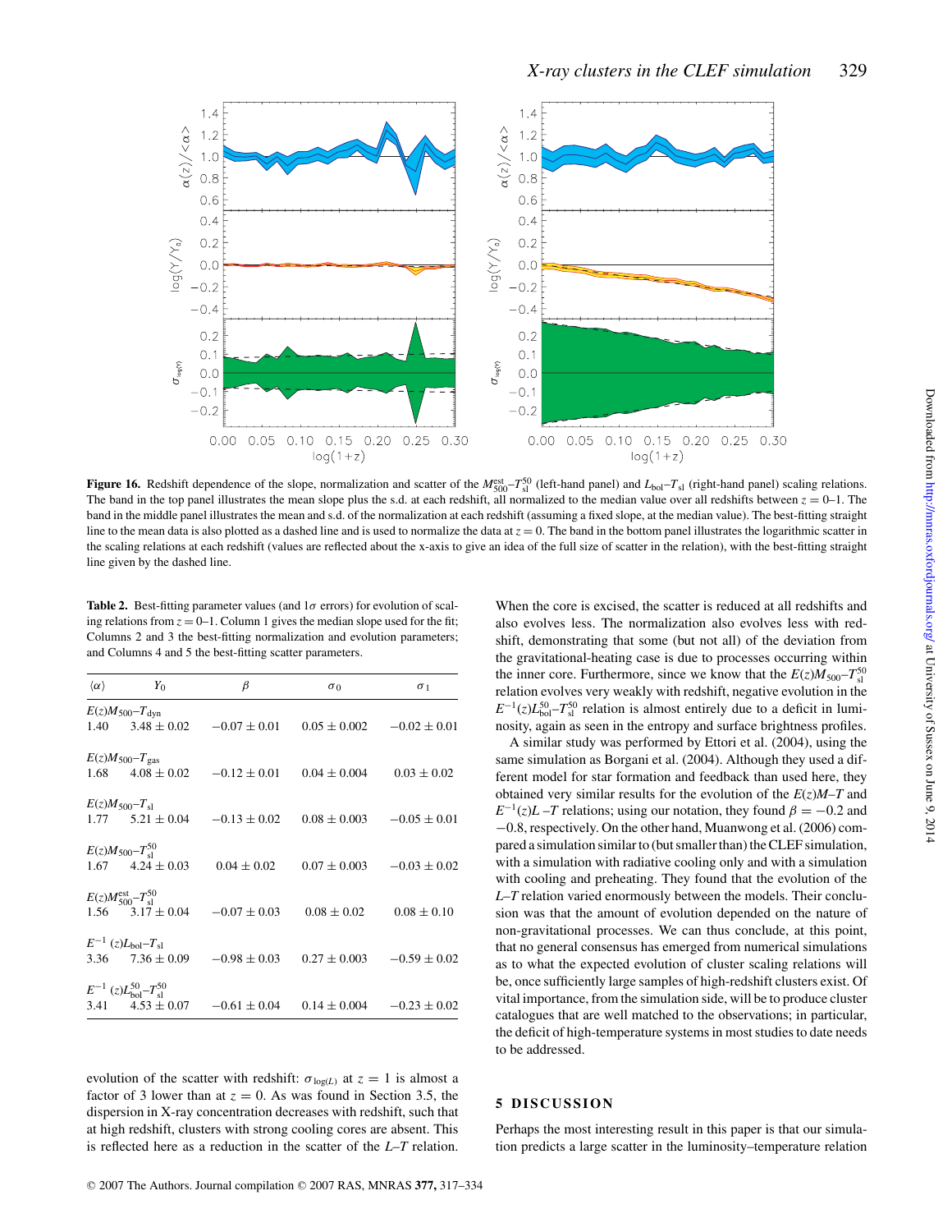**Figure 16.** Redshift dependence of the slope, normalization and scatter of the $M_{500}^{\rm est}$–$T_{\rm sl}^{50}$ (left-hand panel) and $L_{\rm bol}$–$T_{\rm sl}$ (right-hand panel) scaling relations. The band in the top panel illustrates the mean slope plus the s.d. at each redshift, all normalized to the median value over all redshifts between $z = 0$–1. The band in the middle panel illustrates the mean and s.d. of the normalization at each redshift (assuming a fixed slope, at the median value). The best-fitting straight line to the mean data is also plotted as a dashed line and is used to normalize the data at $z = 0$. The band in the bottom panel illustrates the logarithmic scatter in the scaling relations at each redshift (values are reflected about the x-axis to give an idea of the full size of scatter in the relation), with the best-fitting straight line given by the dashed line.

**Table 2.** Best-fitting parameter values (and $1\sigma$ errors) for evolution of scaling relations from $z = 0$–1. Column 1 gives the median slope used for the fit; Columns 2 and 3 the best-fitting normalization and evolution parameters; and Columns 4 and 5 the best-fitting scatter parameters.

| $\langle\alpha\rangle$ | $Y_0$ | $\beta$ | $\sigma_0$ | $\sigma_1$ |
|---|---|---|---|---|
| $E(z)M_{500}$–$T_{\rm dyn}$ | | | | |
| 1.40 | $3.48 \pm 0.02$ | $-0.07 \pm 0.01$ | $0.05 \pm 0.002$ | $-0.02 \pm 0.01$ |
| $E(z)M_{500}$–$T_{\rm gas}$ | | | | |
| 1.68 | $4.08 \pm 0.02$ | $-0.12 \pm 0.01$ | $0.04 \pm 0.004$ | $0.03 \pm 0.02$ |
| $E(z)M_{500}$–$T_{\rm sl}$ | | | | |
| 1.77 | $5.21 \pm 0.04$ | $-0.13 \pm 0.02$ | $0.08 \pm 0.003$ | $-0.05 \pm 0.01$ |
| $E(z)M_{500}$–$T_{\rm sl}^{50}$ | | | | |
| 1.67 | $4.24 \pm 0.03$ | $0.04 \pm 0.02$ | $0.07 \pm 0.003$ | $-0.03 \pm 0.02$ |
| $E(z)M_{500}^{\rm est}$–$T_{\rm sl}^{50}$ | | | | |
| 1.56 | $3.17 \pm 0.04$ | $-0.07 \pm 0.03$ | $0.08 \pm 0.02$ | $0.08 \pm 0.10$ |
| $E^{-1}(z)L_{\rm bol}$–$T_{\rm sl}$ | | | | |
| 3.36 | $7.36 \pm 0.09$ | $-0.98 \pm 0.03$ | $0.27 \pm 0.003$ | $-0.59 \pm 0.02$ |
| $E^{-1}(z)L_{\rm bol}^{50}$–$T_{\rm sl}^{50}$ | | | | |
| 3.41 | $4.53 \pm 0.07$ | $-0.61 \pm 0.04$ | $0.14 \pm 0.004$ | $-0.23 \pm 0.02$ |

evolution of the scatter with redshift: $\sigma_{\log(L)}$ at $z = 1$ is almost a factor of 3 lower than at $z = 0$. As was found in Section 3.5, the dispersion in X-ray concentration decreases with redshift, such that at high redshift, clusters with strong cooling cores are absent. This is reflected here as a reduction in the scatter of the $L$–$T$ relation.

When the core is excised, the scatter is reduced at all redshifts and also evolves less. The normalization also evolves less with redshift, demonstrating that some (but not all) of the deviation from the gravitational-heating case is due to processes occurring within the inner core. Furthermore, since we know that the $E(z)M_{500}$–$T_{\rm sl}^{50}$ relation evolves very weakly with redshift, negative evolution in the $E^{-1}(z)L_{\rm bol}^{50}$–$T_{\rm sl}^{50}$ relation is almost entirely due to a deficit in luminosity, again as seen in the entropy and surface brightness profiles.

A similar study was performed by Ettori et al. (2004), using the same simulation as Borgani et al. (2004). Although they used a different model for star formation and feedback than used here, they obtained very similar results for the evolution of the $E(z)M$–$T$ and $E^{-1}(z)L$–$T$ relations; using our notation, they found $\beta = -0.2$ and $-0.8$, respectively. On the other hand, Muanwong et al. (2006) compared a simulation similar to (but smaller than) the CLEF simulation, with a simulation with radiative cooling only and with a simulation with cooling and preheating. They found that the evolution of the $L$–$T$ relation varied enormously between the models. Their conclusion was that the amount of evolution depended on the nature of non-gravitational processes. We can thus conclude, at this point, that no general consensus has emerged from numerical simulations as to what the expected evolution of cluster scaling relations will be, once sufficiently large samples of high-redshift clusters exist. Of vital importance, from the simulation side, will be to produce cluster catalogues that are well matched to the observations; in particular, the deficit of high-temperature systems in most studies to date needs to be addressed.

## 5 DISCUSSION

Perhaps the most interesting result in this paper is that our simulation predicts a large scatter in the luminosity–temperature relation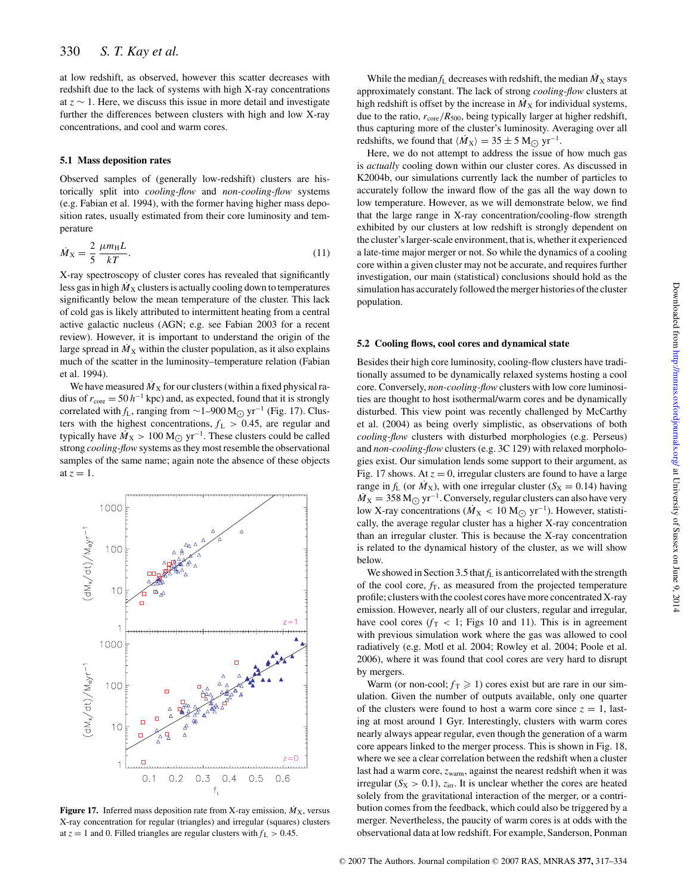at low redshift, as observed, however this scatter decreases with redshift due to the lack of systems with high X-ray concentrations at $z \sim 1$. Here, we discuss this issue in more detail and investigate further the differences between clusters with high and low X-ray concentrations, and cool and warm cores.

### 5.1 Mass deposition rates

Observed samples of (generally low-redshift) clusters are historically split into *cooling-flow* and *non-cooling-flow* systems (e.g. Fabian et al. 1994), with the former having higher mass deposition rates, usually estimated from their core luminosity and temperature

$$\dot{M}_{\mathrm{X}} = \frac{2}{5}\frac{\mu m_{\mathrm{H}} L}{kT}. \tag{11}$$

X-ray spectroscopy of cluster cores has revealed that significantly less gas in high $\dot{M}_{\mathrm{X}}$ clusters is actually cooling down to temperatures significantly below the mean temperature of the cluster. This lack of cold gas is likely attributed to intermittent heating from a central active galactic nucleus (AGN; e.g. see Fabian 2003 for a recent review). However, it is important to understand the origin of the large spread in $\dot{M}_{\mathrm{X}}$ within the cluster population, as it also explains much of the scatter in the luminosity–temperature relation (Fabian et al. 1994).

We have measured $\dot{M}_{\mathrm{X}}$ for our clusters (within a fixed physical radius of $r_{\mathrm{core}} = 50\,h^{-1}$ kpc) and, as expected, found that it is strongly correlated with $f_{\mathrm{L}}$, ranging from $\sim$1–900 $\mathrm{M}_{\odot}\,\mathrm{yr}^{-1}$ (Fig. 17). Clusters with the highest concentrations, $f_{\mathrm{L}} > 0.45$, are regular and typically have $\dot{M}_{\mathrm{X}} > 100\,\mathrm{M}_{\odot}\,\mathrm{yr}^{-1}$. These clusters could be called strong *cooling-flow* systems as they most resemble the observational samples of the same name; again note the absence of these objects at $z = 1$.

**Figure 17.** Inferred mass deposition rate from X-ray emission, $\dot{M}_{\mathrm{X}}$, versus X-ray concentration for regular (triangles) and irregular (squares) clusters at $z = 1$ and 0. Filled triangles are regular clusters with $f_{\mathrm{L}} > 0.45$.

While the median $f_{\mathrm{L}}$ decreases with redshift, the median $\dot{M}_{\mathrm{X}}$ stays approximately constant. The lack of strong *cooling-flow* clusters at high redshift is offset by the increase in $\dot{M}_{\mathrm{X}}$ for individual systems, due to the ratio, $r_{\mathrm{core}}/R_{500}$, being typically larger at higher redshift, thus capturing more of the cluster's luminosity. Averaging over all redshifts, we found that $\langle \dot{M}_{\mathrm{X}} \rangle = 35 \pm 5\,\mathrm{M}_{\odot}\,\mathrm{yr}^{-1}$.

Here, we do not attempt to address the issue of how much gas is *actually* cooling down within our cluster cores. As discussed in K2004b, our simulations currently lack the number of particles to accurately follow the inward flow of the gas all the way down to low temperature. However, as we will demonstrate below, we find that the large range in X-ray concentration/cooling-flow strength exhibited by our clusters at low redshift is strongly dependent on the cluster's larger-scale environment, that is, whether it experienced a late-time major merger or not. So while the dynamics of a cooling core within a given cluster may not be accurate, and requires further investigation, our main (statistical) conclusions should hold as the simulation has accurately followed the merger histories of the cluster population.

### 5.2 Cooling flows, cool cores and dynamical state

Besides their high core luminosity, cooling-flow clusters have traditionally assumed to be dynamically relaxed systems hosting a cool core. Conversely, *non-cooling-flow* clusters with low core luminosities are thought to host isothermal/warm cores and be dynamically disturbed. This view point was recently challenged by McCarthy et al. (2004) as being overly simplistic, as observations of both *cooling-flow* clusters with disturbed morphologies (e.g. Perseus) and *non-cooling-flow* clusters (e.g. 3C 129) with relaxed morphologies exist. Our simulation lends some support to their argument, as Fig. 17 shows. At $z = 0$, irregular clusters are found to have a large range in $f_{\mathrm{L}}$ (or $\dot{M}_{\mathrm{X}}$), with one irregular cluster ($S_{\mathrm{X}} = 0.14$) having $\dot{M}_{\mathrm{X}} = 358\,\mathrm{M}_{\odot}\,\mathrm{yr}^{-1}$. Conversely, regular clusters can also have very low X-ray concentrations ($\dot{M}_{\mathrm{X}} < 10\,\mathrm{M}_{\odot}\,\mathrm{yr}^{-1}$). However, statistically, the average regular cluster has a higher X-ray concentration than an irregular cluster. This is because the X-ray concentration is related to the dynamical history of the cluster, as we will show below.

We showed in Section 3.5 that $f_{\mathrm{L}}$ is anticorrelated with the strength of the cool core, $f_{\mathrm{T}}$, as measured from the projected temperature profile; clusters with the coolest cores have more concentrated X-ray emission. However, nearly all of our clusters, regular and irregular, have cool cores ($f_{\mathrm{T}} < 1$; Figs 10 and 11). This is in agreement with previous simulation work where the gas was allowed to cool radiatively (e.g. Motl et al. 2004; Rowley et al. 2004; Poole et al. 2006), where it was found that cool cores are very hard to disrupt by mergers.

Warm (or non-cool; $f_{\mathrm{T}} \geqslant 1$) cores exist but are rare in our simulation. Given the number of outputs available, only one quarter of the clusters were found to host a warm core since $z = 1$, lasting at most around 1 Gyr. Interestingly, clusters with warm cores nearly always appear regular, even though the generation of a warm core appears linked to the merger process. This is shown in Fig. 18, where we see a clear correlation between the redshift when a cluster last had a warm core, $z_{\mathrm{warm}}$, against the nearest redshift when it was irregular ($S_{\mathrm{X}} > 0.1$), $z_{\mathrm{irr}}$. It is unclear whether the cores are heated solely from the gravitational interaction of the merger, or a contribution comes from the feedback, which could also be triggered by a merger. Nevertheless, the paucity of warm cores is at odds with the observational data at low redshift. For example, Sanderson, Ponman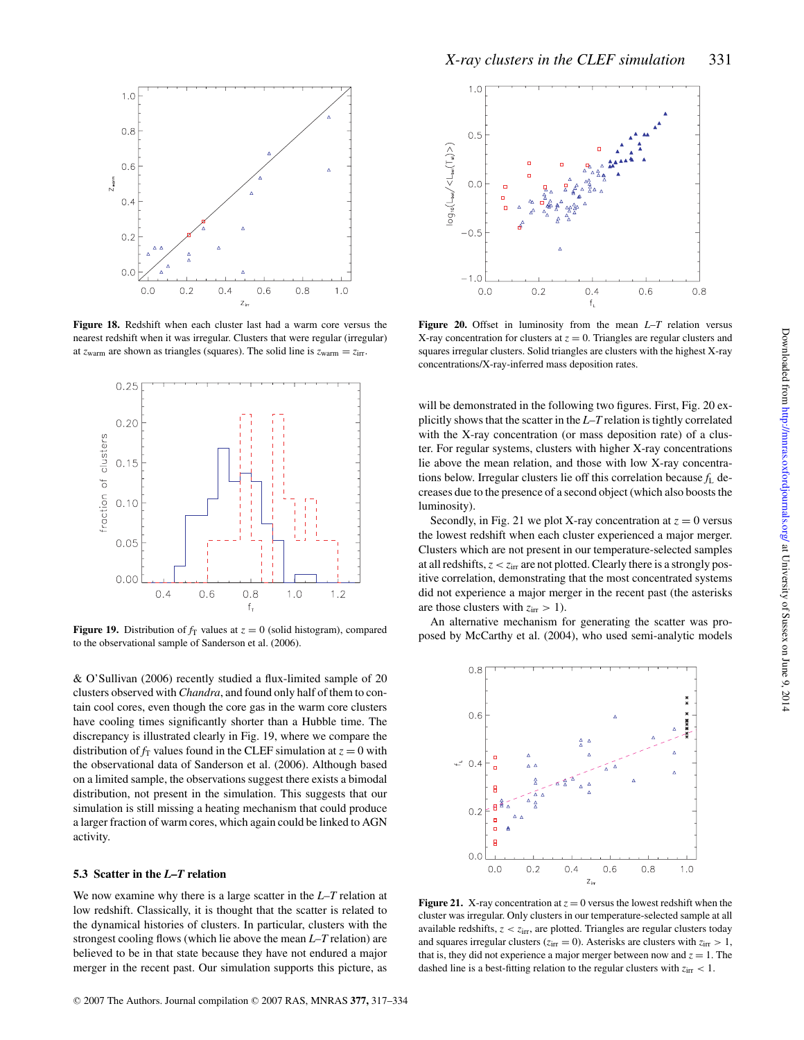Figure 18. Redshift when each cluster last had a warm core versus the nearest redshift when it was irregular. Clusters that were regular (irregular) at $z_{\rm warm}$ are shown as triangles (squares). The solid line is $z_{\rm warm} = z_{\rm irr}$.

Figure 19. Distribution of $f_{\rm T}$ values at $z = 0$ (solid histogram), compared to the observational sample of Sanderson et al. (2006).

& O'Sullivan (2006) recently studied a flux-limited sample of 20 clusters observed with *Chandra*, and found only half of them to contain cool cores, even though the core gas in the warm core clusters have cooling times significantly shorter than a Hubble time. The discrepancy is illustrated clearly in Fig. 19, where we compare the distribution of $f_{\rm T}$ values found in the CLEF simulation at $z = 0$ with the observational data of Sanderson et al. (2006). Although based on a limited sample, the observations suggest there exists a bimodal distribution, not present in the simulation. This suggests that our simulation is still missing a heating mechanism that could produce a larger fraction of warm cores, which again could be linked to AGN activity.

### 5.3 Scatter in the *L–T* relation

We now examine why there is a large scatter in the *L–T* relation at low redshift. Classically, it is thought that the scatter is related to the dynamical histories of clusters. In particular, clusters with the strongest cooling flows (which lie above the mean *L–T* relation) are believed to be in that state because they have not endured a major merger in the recent past. Our simulation supports this picture, as will be demonstrated in the following two figures. First, Fig. 20 explicitly shows that the scatter in the *L–T* relation is tightly correlated with the X-ray concentration (or mass deposition rate) of a cluster. For regular systems, clusters with higher X-ray concentrations lie above the mean relation, and those with low X-ray concentrations below. Irregular clusters lie off this correlation because $f_{\rm L}$ decreases due to the presence of a second object (which also boosts the luminosity).

Secondly, in Fig. 21 we plot X-ray concentration at $z = 0$ versus the lowest redshift when each cluster experienced a major merger. Clusters which are not present in our temperature-selected samples at all redshifts, $z < z_{\rm irr}$ are not plotted. Clearly there is a strongly positive correlation, demonstrating that the most concentrated systems did not experience a major merger in the recent past (the asterisks are those clusters with $z_{\rm irr} > 1$).

An alternative mechanism for generating the scatter was proposed by McCarthy et al. (2004), who used semi-analytic models

Figure 20. Offset in luminosity from the mean *L–T* relation versus X-ray concentration for clusters at $z = 0$. Triangles are regular clusters and squares irregular clusters. Solid triangles are clusters with the highest X-ray concentrations/X-ray-inferred mass deposition rates.

Figure 21. X-ray concentration at $z = 0$ versus the lowest redshift when the cluster was irregular. Only clusters in our temperature-selected sample at all available redshifts, $z < z_{\rm irr}$, are plotted. Triangles are regular clusters today and squares irregular clusters ($z_{\rm irr} = 0$). Asterisks are clusters with $z_{\rm irr} > 1$, that is, they did not experience a major merger between now and $z = 1$. The dashed line is a best-fitting relation to the regular clusters with $z_{\rm irr} < 1$.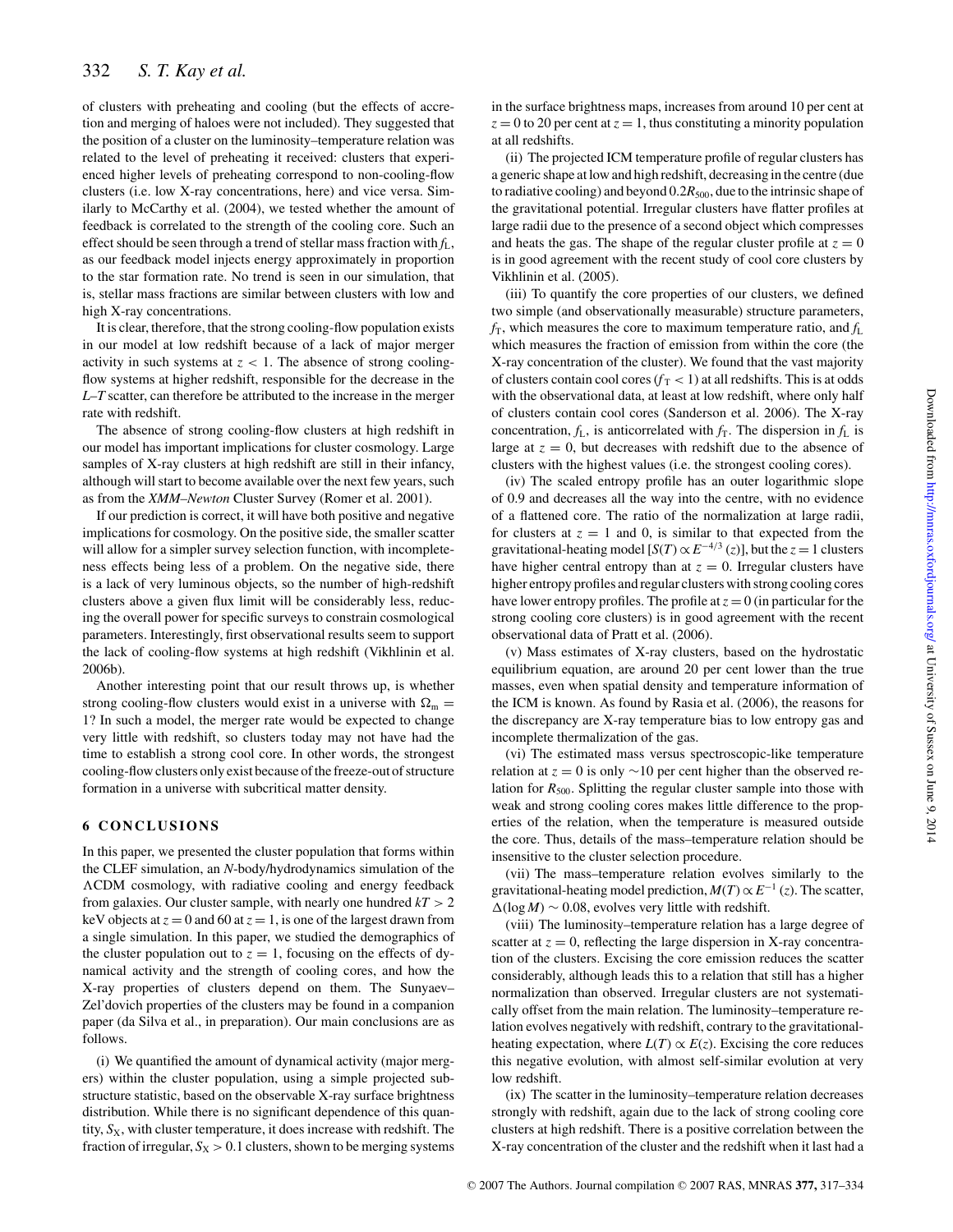of clusters with preheating and cooling (but the effects of accretion and merging of haloes were not included). They suggested that the position of a cluster on the luminosity–temperature relation was related to the level of preheating it received: clusters that experienced higher levels of preheating correspond to non-cooling-flow clusters (i.e. low X-ray concentrations, here) and vice versa. Similarly to McCarthy et al. (2004), we tested whether the amount of feedback is correlated to the strength of the cooling core. Such an effect should be seen through a trend of stellar mass fraction with $f_{\rm L}$, as our feedback model injects energy approximately in proportion to the star formation rate. No trend is seen in our simulation, that is, stellar mass fractions are similar between clusters with low and high X-ray concentrations.

It is clear, therefore, that the strong cooling-flow population exists in our model at low redshift because of a lack of major merger activity in such systems at $z < 1$. The absence of strong cooling-flow systems at higher redshift, responsible for the decrease in the $L$–$T$ scatter, can therefore be attributed to the increase in the merger rate with redshift.

The absence of strong cooling-flow clusters at high redshift in our model has important implications for cluster cosmology. Large samples of X-ray clusters at high redshift are still in their infancy, although will start to become available over the next few years, such as from the *XMM–Newton* Cluster Survey (Romer et al. 2001).

If our prediction is correct, it will have both positive and negative implications for cosmology. On the positive side, the smaller scatter will allow for a simpler survey selection function, with incompleteness effects being less of a problem. On the negative side, there is a lack of very luminous objects, so the number of high-redshift clusters above a given flux limit will be considerably less, reducing the overall power for specific surveys to constrain cosmological parameters. Interestingly, first observational results seem to support the lack of cooling-flow systems at high redshift (Vikhlinin et al. 2006b).

Another interesting point that our result throws up, is whether strong cooling-flow clusters would exist in a universe with $\Omega_{\rm m} = 1$? In such a model, the merger rate would be expected to change very little with redshift, so clusters today may not have had the time to establish a strong cool core. In other words, the strongest cooling-flow clusters only exist because of the freeze-out of structure formation in a universe with subcritical matter density.

## 6 CONCLUSIONS

In this paper, we presented the cluster population that forms within the CLEF simulation, an *N*-body/hydrodynamics simulation of the $\Lambda$CDM cosmology, with radiative cooling and energy feedback from galaxies. Our cluster sample, with nearly one hundred $kT > 2$ keV objects at $z = 0$ and 60 at $z = 1$, is one of the largest drawn from a single simulation. In this paper, we studied the demographics of the cluster population out to $z = 1$, focusing on the effects of dynamical activity and the strength of cooling cores, and how the X-ray properties of clusters depend on them. The Sunyaev–Zel'dovich properties of the clusters may be found in a companion paper (da Silva et al., in preparation). Our main conclusions are as follows.

(i) We quantified the amount of dynamical activity (major mergers) within the cluster population, using a simple projected substructure statistic, based on the observable X-ray surface brightness distribution. While there is no significant dependence of this quantity, $S_{\rm X}$, with cluster temperature, it does increase with redshift. The fraction of irregular, $S_{\rm X} > 0.1$ clusters, shown to be merging systems in the surface brightness maps, increases from around 10 per cent at $z = 0$ to 20 per cent at $z = 1$, thus constituting a minority population at all redshifts.

(ii) The projected ICM temperature profile of regular clusters has a generic shape at low and high redshift, decreasing in the centre (due to radiative cooling) and beyond $0.2R_{500}$, due to the intrinsic shape of the gravitational potential. Irregular clusters have flatter profiles at large radii due to the presence of a second object which compresses and heats the gas. The shape of the regular cluster profile at $z = 0$ is in good agreement with the recent study of cool core clusters by Vikhlinin et al. (2005).

(iii) To quantify the core properties of our clusters, we defined two simple (and observationally measurable) structure parameters, $f_{\rm T}$, which measures the core to maximum temperature ratio, and $f_{\rm L}$ which measures the fraction of emission from within the core (the X-ray concentration of the cluster). We found that the vast majority of clusters contain cool cores ($f_{\rm T} < 1$) at all redshifts. This is at odds with the observational data, at least at low redshift, where only half of clusters contain cool cores (Sanderson et al. 2006). The X-ray concentration, $f_{\rm L}$, is anticorrelated with $f_{\rm T}$. The dispersion in $f_{\rm L}$ is large at $z = 0$, but decreases with redshift due to the absence of clusters with the highest values (i.e. the strongest cooling cores).

(iv) The scaled entropy profile has an outer logarithmic slope of 0.9 and decreases all the way into the centre, with no evidence of a flattened core. The ratio of the normalization at large radii, for clusters at $z = 1$ and 0, is similar to that expected from the gravitational-heating model [$S(T) \propto E^{-4/3}(z)$], but the $z = 1$ clusters have higher central entropy than at $z = 0$. Irregular clusters have higher entropy profiles and regular clusters with strong cooling cores have lower entropy profiles. The profile at $z = 0$ (in particular for the strong cooling core clusters) is in good agreement with the recent observational data of Pratt et al. (2006).

(v) Mass estimates of X-ray clusters, based on the hydrostatic equilibrium equation, are around 20 per cent lower than the true masses, even when spatial density and temperature information of the ICM is known. As found by Rasia et al. (2006), the reasons for the discrepancy are X-ray temperature bias to low entropy gas and incomplete thermalization of the gas.

(vi) The estimated mass versus spectroscopic-like temperature relation at $z = 0$ is only $\sim$10 per cent higher than the observed relation for $R_{500}$. Splitting the regular cluster sample into those with weak and strong cooling cores makes little difference to the properties of the relation, when the temperature is measured outside the core. Thus, details of the mass–temperature relation should be insensitive to the cluster selection procedure.

(vii) The mass–temperature relation evolves similarly to the gravitational-heating model prediction, $M(T) \propto E^{-1}(z)$. The scatter, $\Delta(\log M) \sim 0.08$, evolves very little with redshift.

(viii) The luminosity–temperature relation has a large degree of scatter at $z = 0$, reflecting the large dispersion in X-ray concentration of the clusters. Excising the core emission reduces the scatter considerably, although leads this to a relation that still has a higher normalization than observed. Irregular clusters are not systematically offset from the main relation. The luminosity–temperature relation evolves negatively with redshift, contrary to the gravitational-heating expectation, where $L(T) \propto E(z)$. Excising the core reduces this negative evolution, with almost self-similar evolution at very low redshift.

(ix) The scatter in the luminosity–temperature relation decreases strongly with redshift, again due to the lack of strong cooling core clusters at high redshift. There is a positive correlation between the X-ray concentration of the cluster and the redshift when it last had a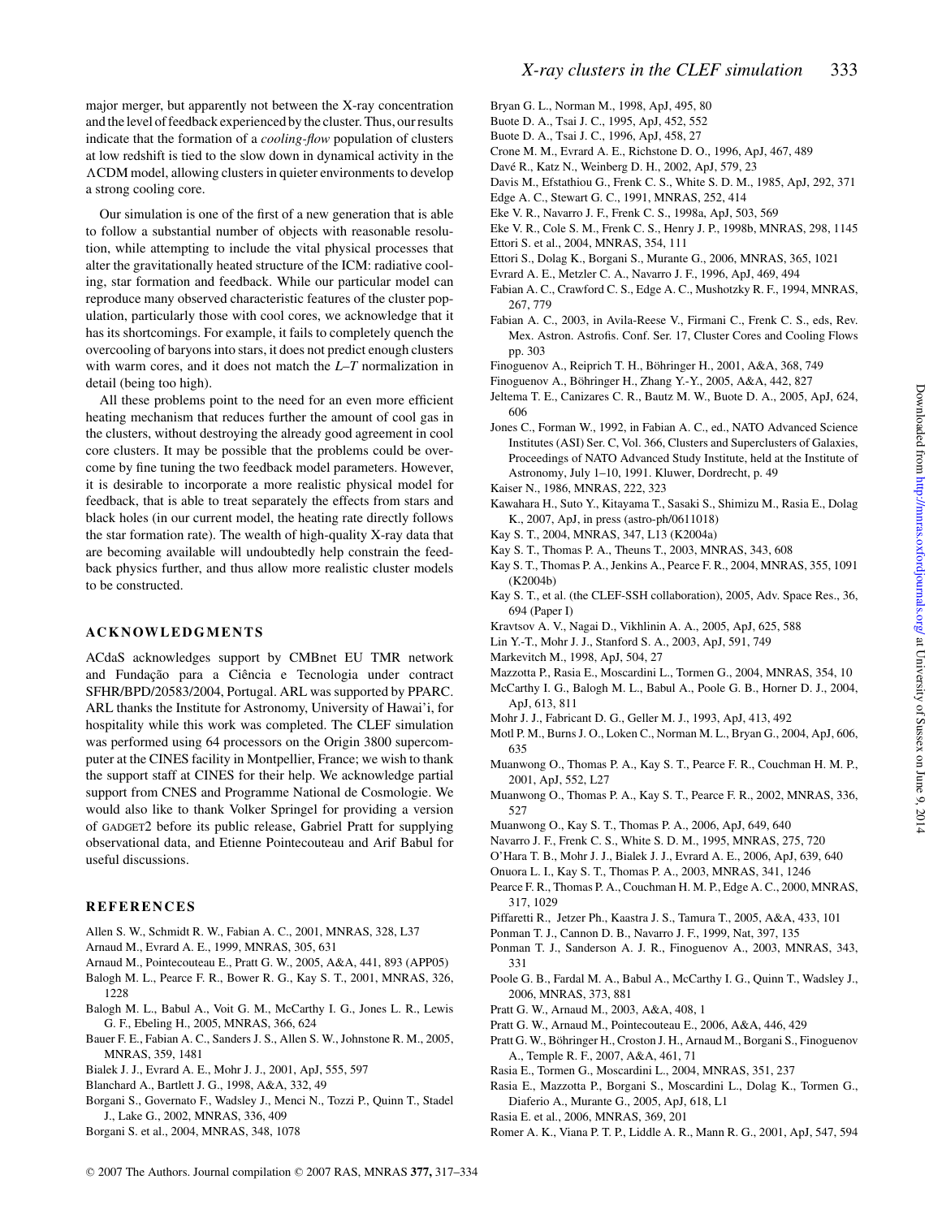major merger, but apparently not between the X-ray concentration and the level of feedback experienced by the cluster. Thus, our results indicate that the formation of a *cooling-flow* population of clusters at low redshift is tied to the slow down in dynamical activity in the ΛCDM model, allowing clusters in quieter environments to develop a strong cooling core.

Our simulation is one of the first of a new generation that is able to follow a substantial number of objects with reasonable resolution, while attempting to include the vital physical processes that alter the gravitationally heated structure of the ICM: radiative cooling, star formation and feedback. While our particular model can reproduce many observed characteristic features of the cluster population, particularly those with cool cores, we acknowledge that it has its shortcomings. For example, it fails to completely quench the overcooling of baryons into stars, it does not predict enough clusters with warm cores, and it does not match the *L*–*T* normalization in detail (being too high).

All these problems point to the need for an even more efficient heating mechanism that reduces further the amount of cool gas in the clusters, without destroying the already good agreement in cool core clusters. It may be possible that the problems could be overcome by fine tuning the two feedback model parameters. However, it is desirable to incorporate a more realistic physical model for feedback, that is able to treat separately the effects from stars and black holes (in our current model, the heating rate directly follows the star formation rate). The wealth of high-quality X-ray data that are becoming available will undoubtedly help constrain the feedback physics further, and thus allow more realistic cluster models to be constructed.

## ACKNOWLEDGMENTS

ACdaS acknowledges support by CMBnet EU TMR network and Fundação para a Ciência e Tecnologia under contract SFHR/BPD/20583/2004, Portugal. ARL was supported by PPARC. ARL thanks the Institute for Astronomy, University of Hawai'i, for hospitality while this work was completed. The CLEF simulation was performed using 64 processors on the Origin 3800 supercomputer at the CINES facility in Montpellier, France; we wish to thank the support staff at CINES for their help. We acknowledge partial support from CNES and Programme National de Cosmologie. We would also like to thank Volker Springel for providing a version of GADGET2 before its public release, Gabriel Pratt for supplying observational data, and Etienne Pointecouteau and Arif Babul for useful discussions.

## REFERENCES

Allen S. W., Schmidt R. W., Fabian A. C., 2001, MNRAS, 328, L37
Arnaud M., Evrard A. E., 1999, MNRAS, 305, 631
Arnaud M., Pointecouteau E., Pratt G. W., 2005, A&A, 441, 893 (APP05)
Balogh M. L., Pearce F. R., Bower R. G., Kay S. T., 2001, MNRAS, 326, 1228
Balogh M. L., Babul A., Voit G. M., McCarthy I. G., Jones L. R., Lewis G. F., Ebeling H., 2005, MNRAS, 366, 624
Bauer F. E., Fabian A. C., Sanders J. S., Allen S. W., Johnstone R. M., 2005, MNRAS, 359, 1481
Bialek J. J., Evrard A. E., Mohr J. J., 2001, ApJ, 555, 597
Blanchard A., Bartlett J. G., 1998, A&A, 332, 49
Borgani S., Governato F., Wadsley J., Menci N., Tozzi P., Quinn T., Stadel J., Lake G., 2002, MNRAS, 336, 409
Borgani S. et al., 2004, MNRAS, 348, 1078
Bryan G. L., Norman M., 1998, ApJ, 495, 80
Buote D. A., Tsai J. C., 1995, ApJ, 452, 552
Buote D. A., Tsai J. C., 1996, ApJ, 458, 27
Crone M. M., Evrard A. E., Richstone D. O., 1996, ApJ, 467, 489
Davé R., Katz N., Weinberg D. H., 2002, ApJ, 579, 23
Davis M., Efstathiou G., Frenk C. S., White S. D. M., 1985, ApJ, 292, 371
Edge A. C., Stewart G. C., 1991, MNRAS, 252, 414
Eke V. R., Navarro J. F., Frenk C. S., 1998a, ApJ, 503, 569
Eke V. R., Cole S. M., Frenk C. S., Henry J. P., 1998b, MNRAS, 298, 1145
Ettori S. et al., 2004, MNRAS, 354, 111
Ettori S., Dolag K., Borgani S., Murante G., 2006, MNRAS, 365, 1021
Evrard A. E., Metzler C. A., Navarro J. F., 1996, ApJ, 469, 494
Fabian A. C., Crawford C. S., Edge A. C., Mushotzky R. F., 1994, MNRAS, 267, 779
Fabian A. C., 2003, in Avila-Reese V., Firmani C., Frenk C. S., eds, Rev. Mex. Astron. Astrofis. Conf. Ser. 17, Cluster Cores and Cooling Flows pp. 303
Finoguenov A., Reiprich T. H., Böhringer H., 2001, A&A, 368, 749
Finoguenov A., Böhringer H., Zhang Y.-Y., 2005, A&A, 442, 827
Jeltema T. E., Canizares C. R., Bautz M. W., Buote D. A., 2005, ApJ, 624, 606
Jones C., Forman W., 1992, in Fabian A. C., ed., NATO Advanced Science Institutes (ASI) Ser. C, Vol. 366, Clusters and Superclusters of Galaxies, Proceedings of NATO Advanced Study Institute, held at the Institute of Astronomy, July 1–10, 1991. Kluwer, Dordrecht, p. 49
Kaiser N., 1986, MNRAS, 222, 323
Kawahara H., Suto Y., Kitayama T., Sasaki S., Shimizu M., Rasia E., Dolag K., 2007, ApJ, in press (astro-ph/0611018)
Kay S. T., 2004, MNRAS, 347, L13 (K2004a)
Kay S. T., Thomas P. A., Theuns T., 2003, MNRAS, 343, 608
Kay S. T., Thomas P. A., Jenkins A., Pearce F. R., 2004, MNRAS, 355, 1091 (K2004b)
Kay S. T., et al. (the CLEF-SSH collaboration), 2005, Adv. Space Res., 36, 694 (Paper I)
Kravtsov A. V., Nagai D., Vikhlinin A. A., 2005, ApJ, 625, 588
Lin Y.-T., Mohr J. J., Stanford S. A., 2003, ApJ, 591, 749
Markevitch M., 1998, ApJ, 504, 27
Mazzotta P., Rasia E., Moscardini L., Tormen G., 2004, MNRAS, 354, 10
McCarthy I. G., Balogh M. L., Babul A., Poole G. B., Horner D. J., 2004, ApJ, 613, 811
Mohr J. J., Fabricant D. G., Geller M. J., 1993, ApJ, 413, 492
Motl P. M., Burns J. O., Loken C., Norman M. L., Bryan G., 2004, ApJ, 606, 635
Muanwong O., Thomas P. A., Kay S. T., Pearce F. R., Couchman H. M. P., 2001, ApJ, 552, L27
Muanwong O., Thomas P. A., Kay S. T., Pearce F. R., 2002, MNRAS, 336, 527
Muanwong O., Kay S. T., Thomas P. A., 2006, ApJ, 649, 640
Navarro J. F., Frenk C. S., White S. D. M., 1995, MNRAS, 275, 720
O'Hara T. B., Mohr J. J., Bialek J. J., Evrard A. E., 2006, ApJ, 639, 640
Onuora L. I., Kay S. T., Thomas P. A., 2003, MNRAS, 341, 1246
Pearce F. R., Thomas P. A., Couchman H. M. P., Edge A. C., 2000, MNRAS, 317, 1029
Piffaretti R., Jetzer Ph., Kaastra J. S., Tamura T., 2005, A&A, 433, 101
Ponman T. J., Cannon D. B., Navarro J. F., 1999, Nat, 397, 135
Ponman T. J., Sanderson A. J. R., Finoguenov A., 2003, MNRAS, 343, 331
Poole G. B., Fardal M. A., Babul A., McCarthy I. G., Quinn T., Wadsley J., 2006, MNRAS, 373, 881
Pratt G. W., Arnaud M., 2003, A&A, 408, 1
Pratt G. W., Arnaud M., Pointecouteau E., 2006, A&A, 446, 429
Pratt G. W., Böhringer H., Croston J. H., Arnaud M., Borgani S., Finoguenov A., Temple R. F., 2007, A&A, 461, 71
Rasia E., Tormen G., Moscardini L., 2004, MNRAS, 351, 237
Rasia E., Mazzotta P., Borgani S., Moscardini L., Dolag K., Tormen G., Diaferio A., Murante G., 2005, ApJ, 618, L1
Rasia E. et al., 2006, MNRAS, 369, 201
Romer A. K., Viana P. T. P., Liddle A. R., Mann R. G., 2001, ApJ, 547, 594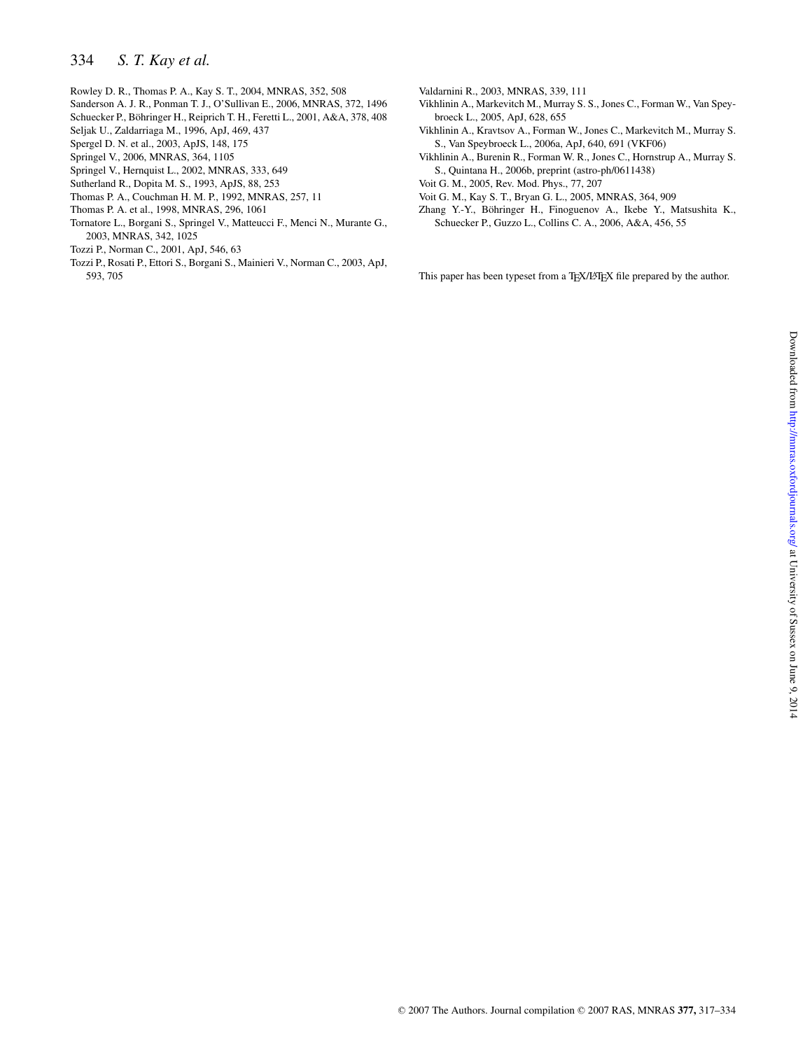Rowley D. R., Thomas P. A., Kay S. T., 2004, MNRAS, 352, 508

Sanderson A. J. R., Ponman T. J., O'Sullivan E., 2006, MNRAS, 372, 1496

Schuecker P., Böhringer H., Reiprich T. H., Feretti L., 2001, A&A, 378, 408

Seljak U., Zaldarriaga M., 1996, ApJ, 469, 437

Spergel D. N. et al., 2003, ApJS, 148, 175

Springel V., 2006, MNRAS, 364, 1105

Springel V., Hernquist L., 2002, MNRAS, 333, 649

Sutherland R., Dopita M. S., 1993, ApJS, 88, 253

Thomas P. A., Couchman H. M. P., 1992, MNRAS, 257, 11

Thomas P. A. et al., 1998, MNRAS, 296, 1061

Tornatore L., Borgani S., Springel V., Matteucci F., Menci N., Murante G., 2003, MNRAS, 342, 1025

Tozzi P., Norman C., 2001, ApJ, 546, 63

Tozzi P., Rosati P., Ettori S., Borgani S., Mainieri V., Norman C., 2003, ApJ, 593, 705

Valdarnini R., 2003, MNRAS, 339, 111

Vikhlinin A., Markevitch M., Murray S. S., Jones C., Forman W., Van Speybroeck L., 2005, ApJ, 628, 655

Vikhlinin A., Kravtsov A., Forman W., Jones C., Markevitch M., Murray S. S., Van Speybroeck L., 2006a, ApJ, 640, 691 (VKF06)

Vikhlinin A., Burenin R., Forman W. R., Jones C., Hornstrup A., Murray S. S., Quintana H., 2006b, preprint (astro-ph/0611438)

Voit G. M., 2005, Rev. Mod. Phys., 77, 207

Voit G. M., Kay S. T., Bryan G. L., 2005, MNRAS, 364, 909

Zhang Y.-Y., Böhringer H., Finoguenov A., Ikebe Y., Matsushita K., Schuecker P., Guzzo L., Collins C. A., 2006, A&A, 456, 55

This paper has been typeset from a TEX/LATEX file prepared by the author.